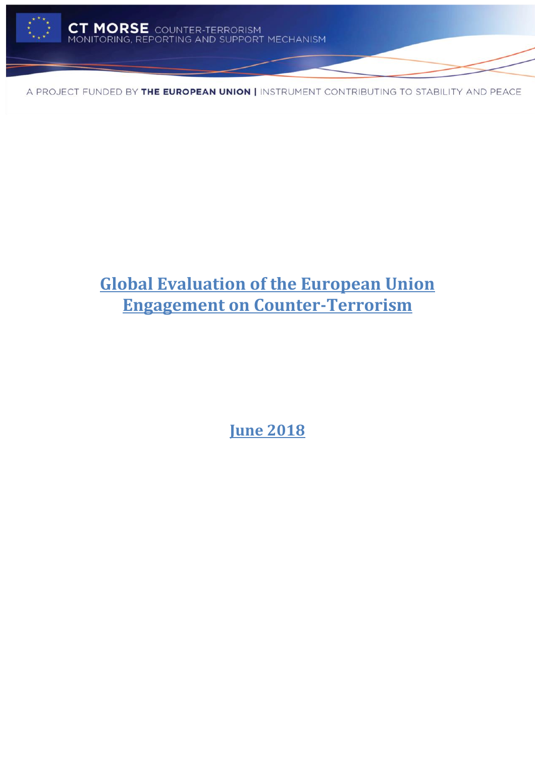CT MORSE COUNTER-TERRORISM
MONITORING, REPORTING AND SUPPORT MECHANISM

A PROJECT FUNDED BY **THE EUROPEAN UNION** | INSTRUMENT CONTRIBUTING TO STABILITY AND PEACE

# Global Evaluation of the European Union Engagement on Counter-Terrorism

**June 2018**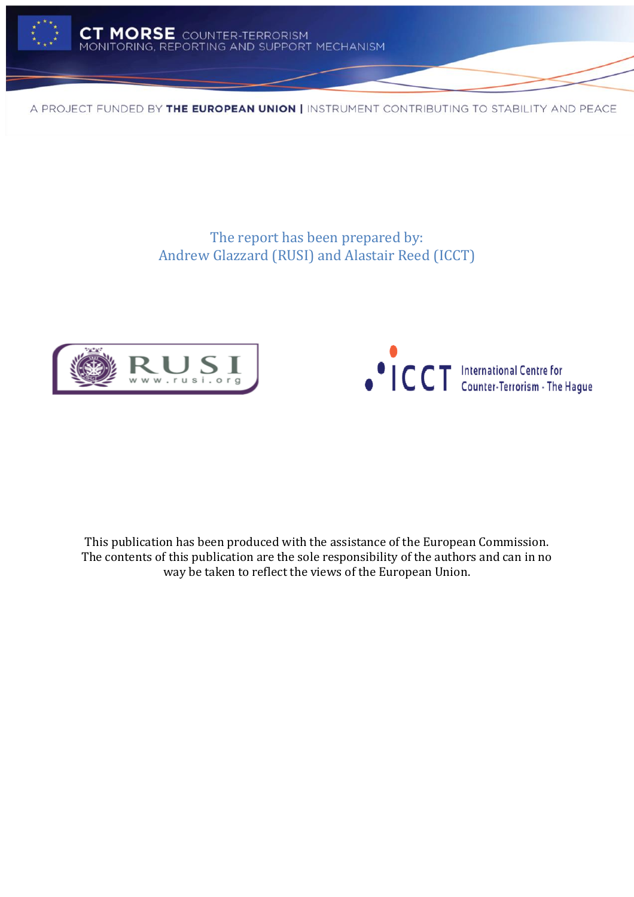The report has been prepared by:
Andrew Glazzard (RUSI) and Alastair Reed (ICCT)

This publication has been produced with the assistance of the European Commission. The contents of this publication are the sole responsibility of the authors and can in no way be taken to reflect the views of the European Union.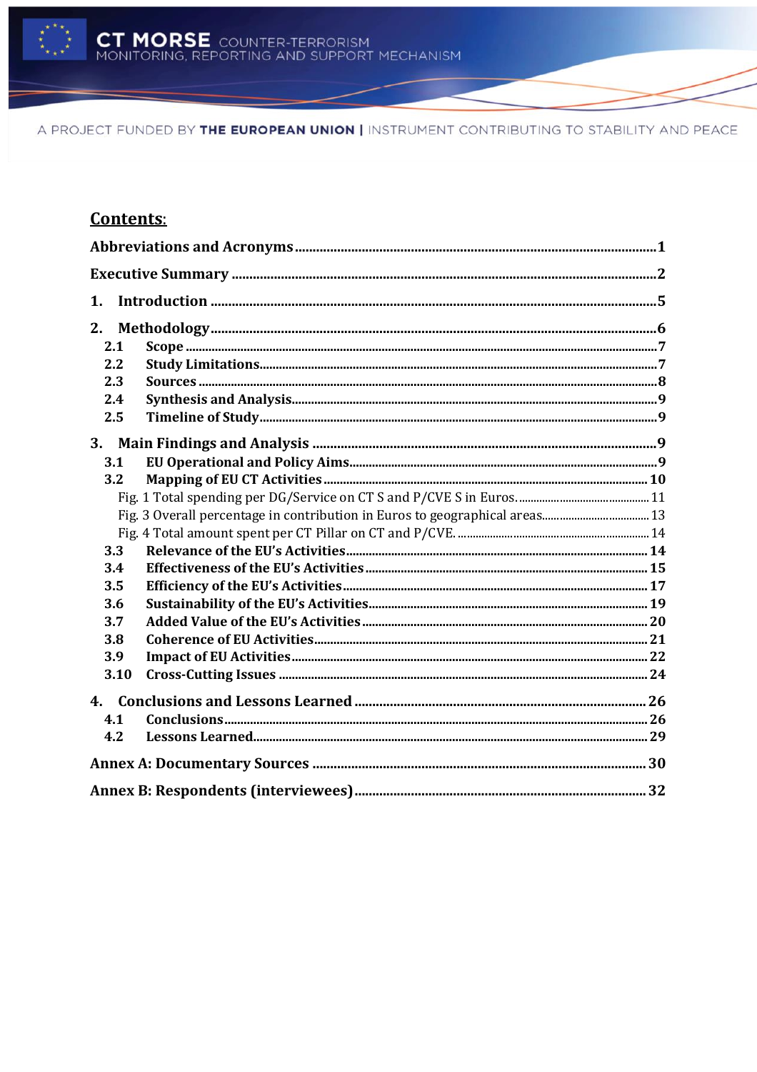## Contents:

**Abbreviations and Acronyms** ..... 1

**Executive Summary** ..... 2

**1. Introduction** ..... 5

**2. Methodology** ..... 6

- **2.1 Scope** ..... 7
- **2.2 Study Limitations** ..... 7
- **2.3 Sources** ..... 8
- **2.4 Synthesis and Analysis** ..... 9
- **2.5 Timeline of Study** ..... 9

**3. Main Findings and Analysis** ..... 9

- **3.1 EU Operational and Policy Aims** ..... 9
- **3.2 Mapping of EU CT Activities** ..... 10
  - Fig. 1 Total spending per DG/Service on CT S and P/CVE S in Euros. ..... 11
  - Fig. 3 Overall percentage in contribution in Euros to geographical areas ..... 13
  - Fig. 4 Total amount spent per CT Pillar on CT and P/CVE. ..... 14
- **3.3 Relevance of the EU's Activities** ..... 14
- **3.4 Effectiveness of the EU's Activities** ..... 15
- **3.5 Efficiency of the EU's Activities** ..... 17
- **3.6 Sustainability of the EU's Activities** ..... 19
- **3.7 Added Value of the EU's Activities** ..... 20
- **3.8 Coherence of EU Activities** ..... 21
- **3.9 Impact of EU Activities** ..... 22
- **3.10 Cross-Cutting Issues** ..... 24

**4. Conclusions and Lessons Learned** ..... 26

- **4.1 Conclusions** ..... 26
- **4.2 Lessons Learned** ..... 29

**Annex A: Documentary Sources** ..... 30

**Annex B: Respondents (interviewees)** ..... 32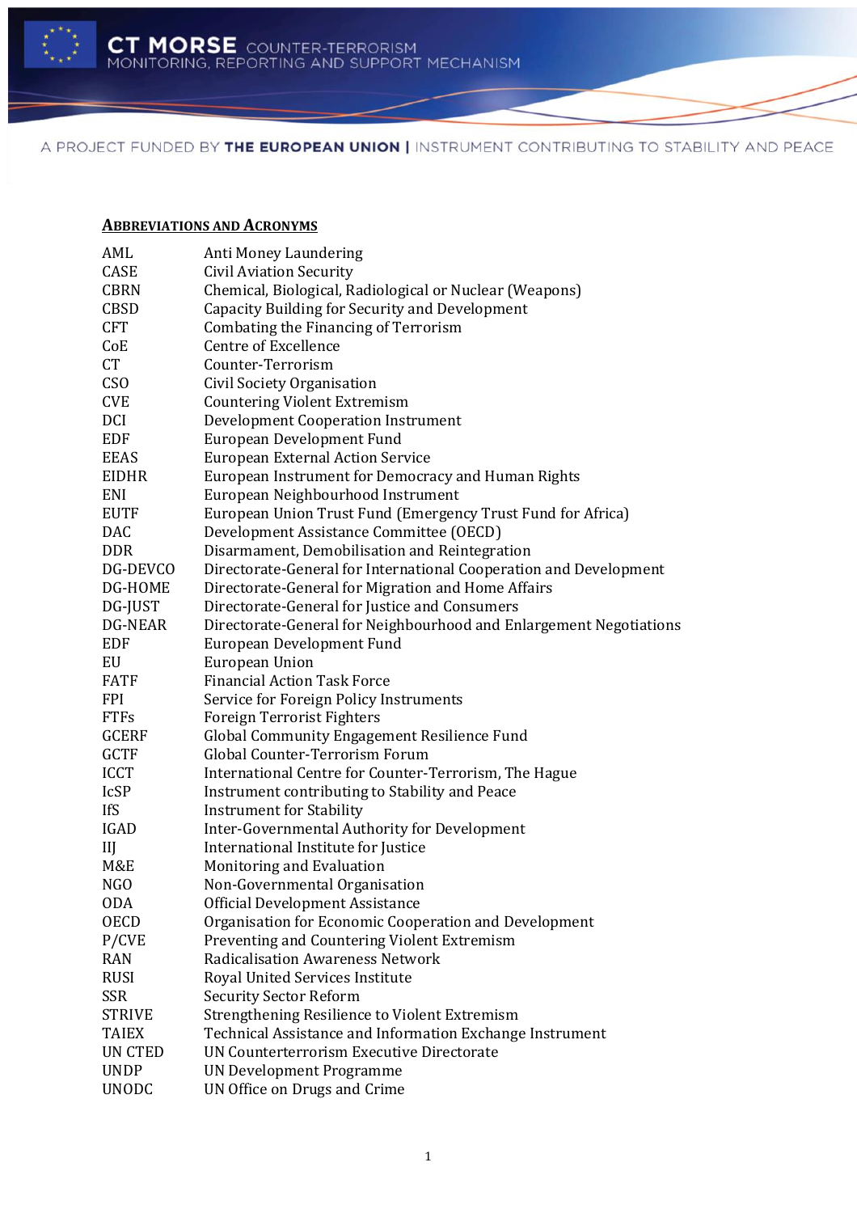## Abbreviations and Acronyms

| | |
|---|---|
| AML | Anti Money Laundering |
| CASE | Civil Aviation Security |
| CBRN | Chemical, Biological, Radiological or Nuclear (Weapons) |
| CBSD | Capacity Building for Security and Development |
| CFT | Combating the Financing of Terrorism |
| CoE | Centre of Excellence |
| CT | Counter-Terrorism |
| CSO | Civil Society Organisation |
| CVE | Countering Violent Extremism |
| DCI | Development Cooperation Instrument |
| EDF | European Development Fund |
| EEAS | European External Action Service |
| EIDHR | European Instrument for Democracy and Human Rights |
| ENI | European Neighbourhood Instrument |
| EUTF | European Union Trust Fund (Emergency Trust Fund for Africa) |
| DAC | Development Assistance Committee (OECD) |
| DDR | Disarmament, Demobilisation and Reintegration |
| DG-DEVCO | Directorate-General for International Cooperation and Development |
| DG-HOME | Directorate-General for Migration and Home Affairs |
| DG-JUST | Directorate-General for Justice and Consumers |
| DG-NEAR | Directorate-General for Neighbourhood and Enlargement Negotiations |
| EDF | European Development Fund |
| EU | European Union |
| FATF | Financial Action Task Force |
| FPI | Service for Foreign Policy Instruments |
| FTFs | Foreign Terrorist Fighters |
| GCERF | Global Community Engagement Resilience Fund |
| GCTF | Global Counter-Terrorism Forum |
| ICCT | International Centre for Counter-Terrorism, The Hague |
| IcSP | Instrument contributing to Stability and Peace |
| IfS | Instrument for Stability |
| IGAD | Inter-Governmental Authority for Development |
| IIJ | International Institute for Justice |
| M&E | Monitoring and Evaluation |
| NGO | Non-Governmental Organisation |
| ODA | Official Development Assistance |
| OECD | Organisation for Economic Cooperation and Development |
| P/CVE | Preventing and Countering Violent Extremism |
| RAN | Radicalisation Awareness Network |
| RUSI | Royal United Services Institute |
| SSR | Security Sector Reform |
| STRIVE | Strengthening Resilience to Violent Extremism |
| TAIEX | Technical Assistance and Information Exchange Instrument |
| UN CTED | UN Counterterrorism Executive Directorate |
| UNDP | UN Development Programme |
| UNODC | UN Office on Drugs and Crime |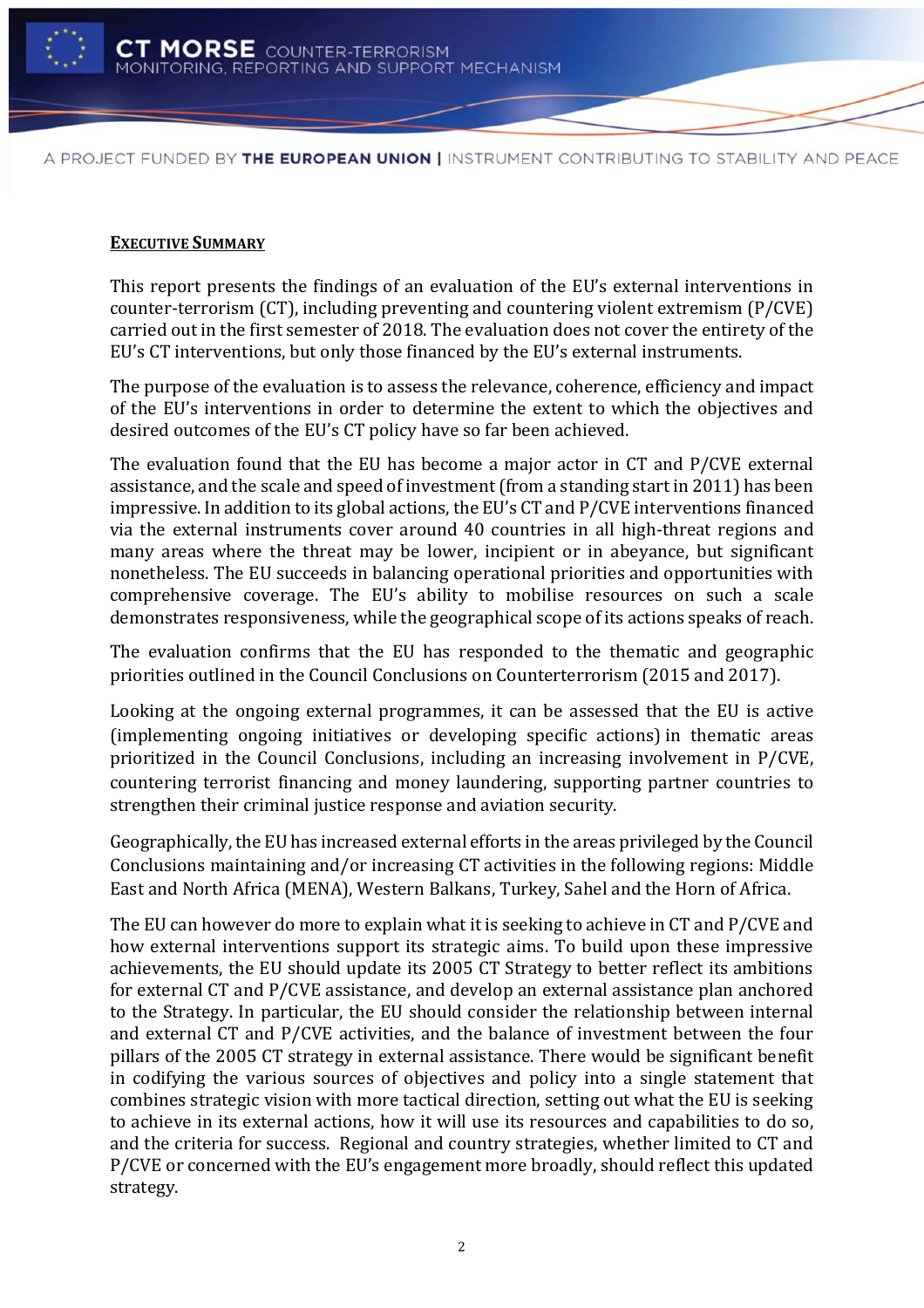## Executive Summary

This report presents the findings of an evaluation of the EU's external interventions in counter-terrorism (CT), including preventing and countering violent extremism (P/CVE) carried out in the first semester of 2018. The evaluation does not cover the entirety of the EU's CT interventions, but only those financed by the EU's external instruments.

The purpose of the evaluation is to assess the relevance, coherence, efficiency and impact of the EU's interventions in order to determine the extent to which the objectives and desired outcomes of the EU's CT policy have so far been achieved.

The evaluation found that the EU has become a major actor in CT and P/CVE external assistance, and the scale and speed of investment (from a standing start in 2011) has been impressive. In addition to its global actions, the EU's CT and P/CVE interventions financed via the external instruments cover around 40 countries in all high-threat regions and many areas where the threat may be lower, incipient or in abeyance, but significant nonetheless. The EU succeeds in balancing operational priorities and opportunities with comprehensive coverage. The EU's ability to mobilise resources on such a scale demonstrates responsiveness, while the geographical scope of its actions speaks of reach.

The evaluation confirms that the EU has responded to the thematic and geographic priorities outlined in the Council Conclusions on Counterterrorism (2015 and 2017).

Looking at the ongoing external programmes, it can be assessed that the EU is active (implementing ongoing initiatives or developing specific actions) in thematic areas prioritized in the Council Conclusions, including an increasing involvement in P/CVE, countering terrorist financing and money laundering, supporting partner countries to strengthen their criminal justice response and aviation security.

Geographically, the EU has increased external efforts in the areas privileged by the Council Conclusions maintaining and/or increasing CT activities in the following regions: Middle East and North Africa (MENA), Western Balkans, Turkey, Sahel and the Horn of Africa.

The EU can however do more to explain what it is seeking to achieve in CT and P/CVE and how external interventions support its strategic aims. To build upon these impressive achievements, the EU should update its 2005 CT Strategy to better reflect its ambitions for external CT and P/CVE assistance, and develop an external assistance plan anchored to the Strategy. In particular, the EU should consider the relationship between internal and external CT and P/CVE activities, and the balance of investment between the four pillars of the 2005 CT strategy in external assistance. There would be significant benefit in codifying the various sources of objectives and policy into a single statement that combines strategic vision with more tactical direction, setting out what the EU is seeking to achieve in its external actions, how it will use its resources and capabilities to do so, and the criteria for success. Regional and country strategies, whether limited to CT and P/CVE or concerned with the EU's engagement more broadly, should reflect this updated strategy.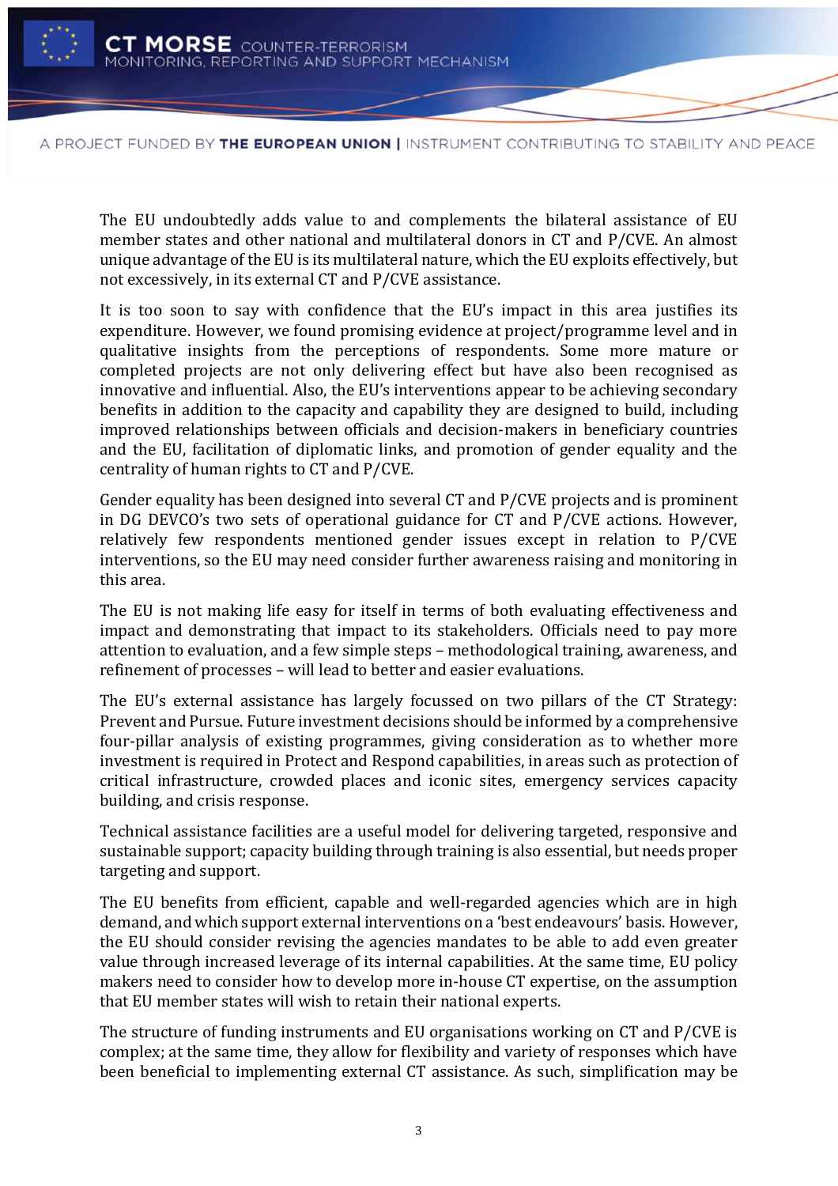The EU undoubtedly adds value to and complements the bilateral assistance of EU member states and other national and multilateral donors in CT and P/CVE. An almost unique advantage of the EU is its multilateral nature, which the EU exploits effectively, but not excessively, in its external CT and P/CVE assistance.

It is too soon to say with confidence that the EU's impact in this area justifies its expenditure. However, we found promising evidence at project/programme level and in qualitative insights from the perceptions of respondents. Some more mature or completed projects are not only delivering effect but have also been recognised as innovative and influential. Also, the EU's interventions appear to be achieving secondary benefits in addition to the capacity and capability they are designed to build, including improved relationships between officials and decision-makers in beneficiary countries and the EU, facilitation of diplomatic links, and promotion of gender equality and the centrality of human rights to CT and P/CVE.

Gender equality has been designed into several CT and P/CVE projects and is prominent in DG DEVCO's two sets of operational guidance for CT and P/CVE actions. However, relatively few respondents mentioned gender issues except in relation to P/CVE interventions, so the EU may need consider further awareness raising and monitoring in this area.

The EU is not making life easy for itself in terms of both evaluating effectiveness and impact and demonstrating that impact to its stakeholders. Officials need to pay more attention to evaluation, and a few simple steps – methodological training, awareness, and refinement of processes – will lead to better and easier evaluations.

The EU's external assistance has largely focussed on two pillars of the CT Strategy: Prevent and Pursue. Future investment decisions should be informed by a comprehensive four-pillar analysis of existing programmes, giving consideration as to whether more investment is required in Protect and Respond capabilities, in areas such as protection of critical infrastructure, crowded places and iconic sites, emergency services capacity building, and crisis response.

Technical assistance facilities are a useful model for delivering targeted, responsive and sustainable support; capacity building through training is also essential, but needs proper targeting and support.

The EU benefits from efficient, capable and well-regarded agencies which are in high demand, and which support external interventions on a 'best endeavours' basis. However, the EU should consider revising the agencies mandates to be able to add even greater value through increased leverage of its internal capabilities. At the same time, EU policy makers need to consider how to develop more in-house CT expertise, on the assumption that EU member states will wish to retain their national experts.

The structure of funding instruments and EU organisations working on CT and P/CVE is complex; at the same time, they allow for flexibility and variety of responses which have been beneficial to implementing external CT assistance. As such, simplification may be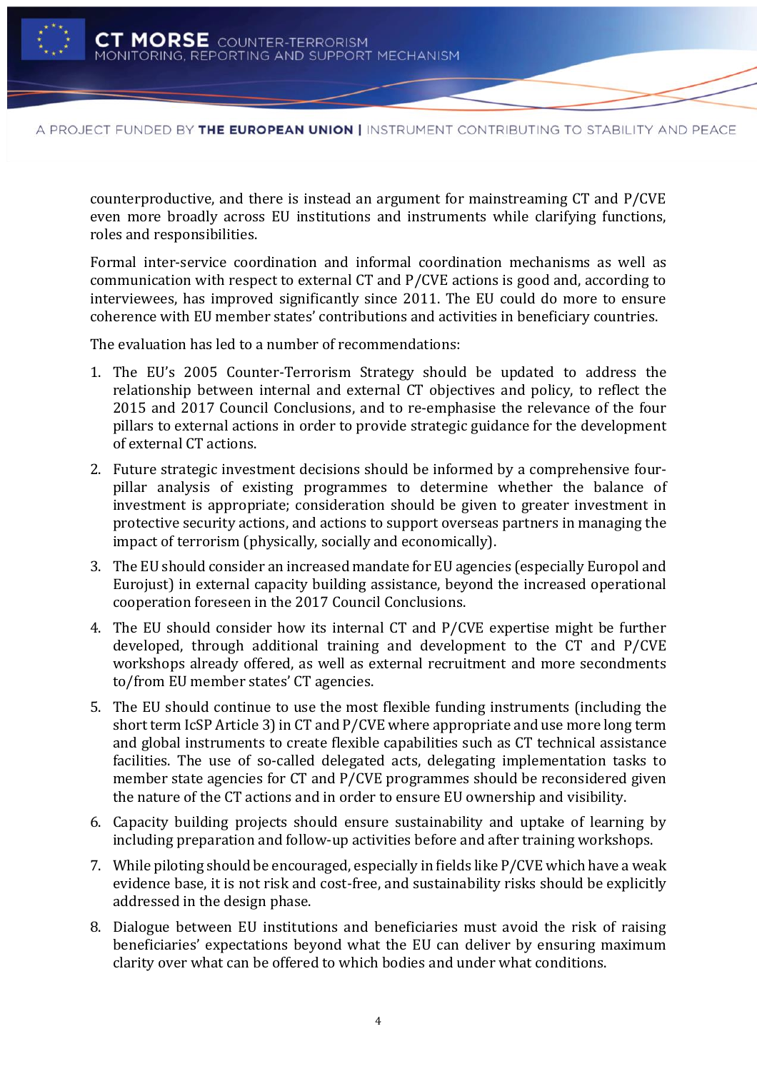counterproductive, and there is instead an argument for mainstreaming CT and P/CVE even more broadly across EU institutions and instruments while clarifying functions, roles and responsibilities.

Formal inter-service coordination and informal coordination mechanisms as well as communication with respect to external CT and P/CVE actions is good and, according to interviewees, has improved significantly since 2011. The EU could do more to ensure coherence with EU member states' contributions and activities in beneficiary countries.

The evaluation has led to a number of recommendations:

1. The EU's 2005 Counter-Terrorism Strategy should be updated to address the relationship between internal and external CT objectives and policy, to reflect the 2015 and 2017 Council Conclusions, and to re-emphasise the relevance of the four pillars to external actions in order to provide strategic guidance for the development of external CT actions.
2. Future strategic investment decisions should be informed by a comprehensive four-pillar analysis of existing programmes to determine whether the balance of investment is appropriate; consideration should be given to greater investment in protective security actions, and actions to support overseas partners in managing the impact of terrorism (physically, socially and economically).
3. The EU should consider an increased mandate for EU agencies (especially Europol and Eurojust) in external capacity building assistance, beyond the increased operational cooperation foreseen in the 2017 Council Conclusions.
4. The EU should consider how its internal CT and P/CVE expertise might be further developed, through additional training and development to the CT and P/CVE workshops already offered, as well as external recruitment and more secondments to/from EU member states' CT agencies.
5. The EU should continue to use the most flexible funding instruments (including the short term IcSP Article 3) in CT and P/CVE where appropriate and use more long term and global instruments to create flexible capabilities such as CT technical assistance facilities. The use of so-called delegated acts, delegating implementation tasks to member state agencies for CT and P/CVE programmes should be reconsidered given the nature of the CT actions and in order to ensure EU ownership and visibility.
6. Capacity building projects should ensure sustainability and uptake of learning by including preparation and follow-up activities before and after training workshops.
7. While piloting should be encouraged, especially in fields like P/CVE which have a weak evidence base, it is not risk and cost-free, and sustainability risks should be explicitly addressed in the design phase.
8. Dialogue between EU institutions and beneficiaries must avoid the risk of raising beneficiaries' expectations beyond what the EU can deliver by ensuring maximum clarity over what can be offered to which bodies and under what conditions.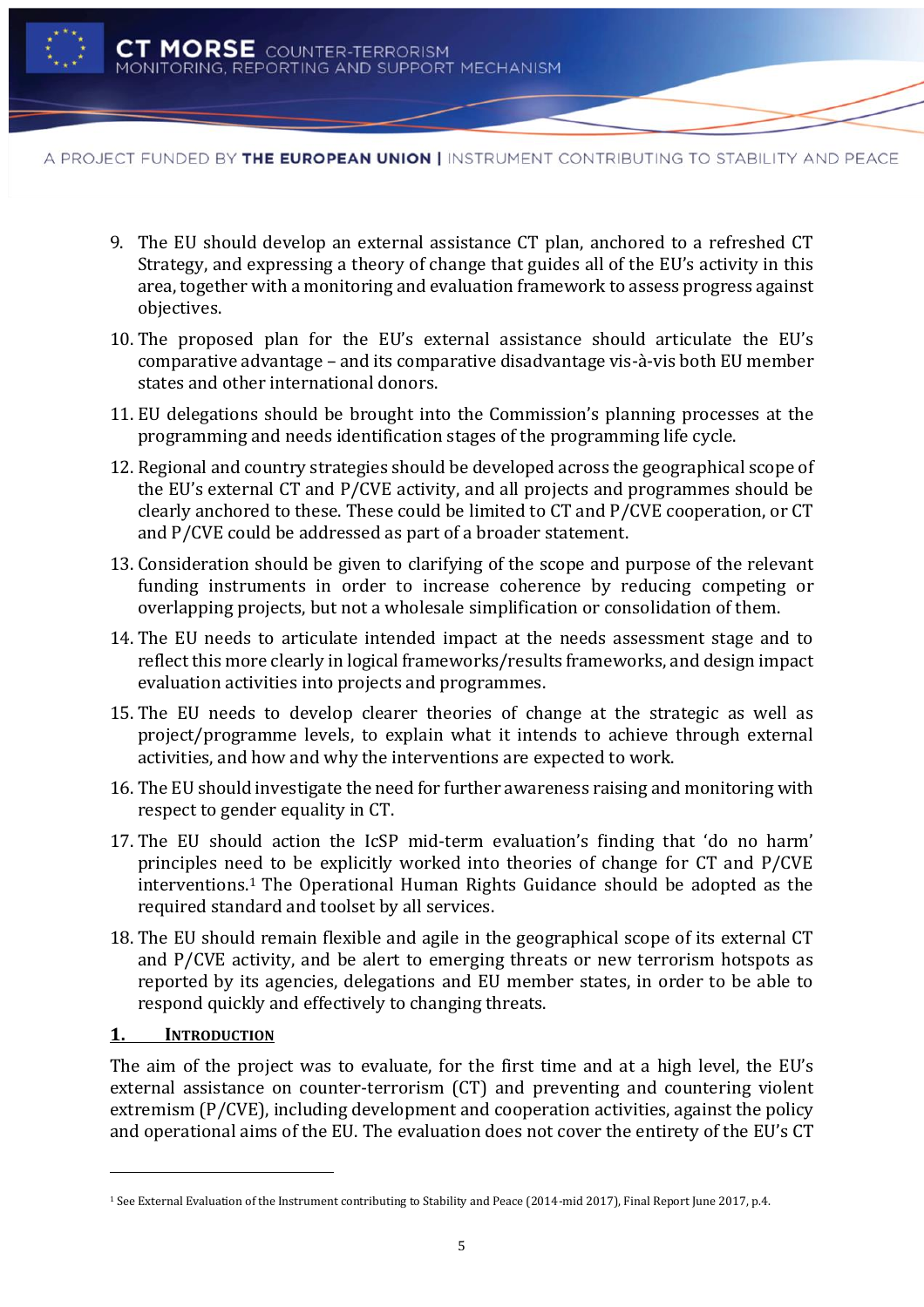9. The EU should develop an external assistance CT plan, anchored to a refreshed CT Strategy, and expressing a theory of change that guides all of the EU's activity in this area, together with a monitoring and evaluation framework to assess progress against objectives.
10. The proposed plan for the EU's external assistance should articulate the EU's comparative advantage – and its comparative disadvantage vis-à-vis both EU member states and other international donors.
11. EU delegations should be brought into the Commission's planning processes at the programming and needs identification stages of the programming life cycle.
12. Regional and country strategies should be developed across the geographical scope of the EU's external CT and P/CVE activity, and all projects and programmes should be clearly anchored to these. These could be limited to CT and P/CVE cooperation, or CT and P/CVE could be addressed as part of a broader statement.
13. Consideration should be given to clarifying of the scope and purpose of the relevant funding instruments in order to increase coherence by reducing competing or overlapping projects, but not a wholesale simplification or consolidation of them.
14. The EU needs to articulate intended impact at the needs assessment stage and to reflect this more clearly in logical frameworks/results frameworks, and design impact evaluation activities into projects and programmes.
15. The EU needs to develop clearer theories of change at the strategic as well as project/programme levels, to explain what it intends to achieve through external activities, and how and why the interventions are expected to work.
16. The EU should investigate the need for further awareness raising and monitoring with respect to gender equality in CT.
17. The EU should action the IcSP mid-term evaluation's finding that 'do no harm' principles need to be explicitly worked into theories of change for CT and P/CVE interventions.[1] The Operational Human Rights Guidance should be adopted as the required standard and toolset by all services.
18. The EU should remain flexible and agile in the geographical scope of its external CT and P/CVE activity, and be alert to emerging threats or new terrorism hotspots as reported by its agencies, delegations and EU member states, in order to be able to respond quickly and effectively to changing threats.

## 1. Introduction

The aim of the project was to evaluate, for the first time and at a high level, the EU's external assistance on counter-terrorism (CT) and preventing and countering violent extremism (P/CVE), including development and cooperation activities, against the policy and operational aims of the EU. The evaluation does not cover the entirety of the EU's CT

[1] See External Evaluation of the Instrument contributing to Stability and Peace (2014-mid 2017), Final Report June 2017, p.4.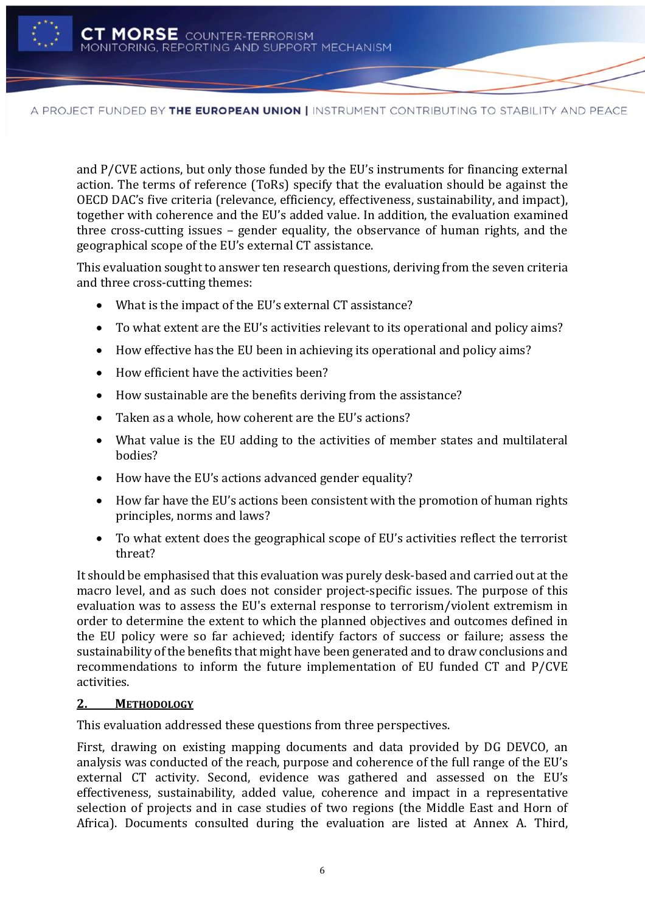and P/CVE actions, but only those funded by the EU's instruments for financing external action. The terms of reference (ToRs) specify that the evaluation should be against the OECD DAC's five criteria (relevance, efficiency, effectiveness, sustainability, and impact), together with coherence and the EU's added value. In addition, the evaluation examined three cross-cutting issues – gender equality, the observance of human rights, and the geographical scope of the EU's external CT assistance.

This evaluation sought to answer ten research questions, deriving from the seven criteria and three cross-cutting themes:

- What is the impact of the EU's external CT assistance?
- To what extent are the EU's activities relevant to its operational and policy aims?
- How effective has the EU been in achieving its operational and policy aims?
- How efficient have the activities been?
- How sustainable are the benefits deriving from the assistance?
- Taken as a whole, how coherent are the EU's actions?
- What value is the EU adding to the activities of member states and multilateral bodies?
- How have the EU's actions advanced gender equality?
- How far have the EU's actions been consistent with the promotion of human rights principles, norms and laws?
- To what extent does the geographical scope of EU's activities reflect the terrorist threat?

It should be emphasised that this evaluation was purely desk-based and carried out at the macro level, and as such does not consider project-specific issues. The purpose of this evaluation was to assess the EU's external response to terrorism/violent extremism in order to determine the extent to which the planned objectives and outcomes defined in the EU policy were so far achieved; identify factors of success or failure; assess the sustainability of the benefits that might have been generated and to draw conclusions and recommendations to inform the future implementation of EU funded CT and P/CVE activities.

## 2. Methodology

This evaluation addressed these questions from three perspectives.

First, drawing on existing mapping documents and data provided by DG DEVCO, an analysis was conducted of the reach, purpose and coherence of the full range of the EU's external CT activity. Second, evidence was gathered and assessed on the EU's effectiveness, sustainability, added value, coherence and impact in a representative selection of projects and in case studies of two regions (the Middle East and Horn of Africa). Documents consulted during the evaluation are listed at Annex A. Third,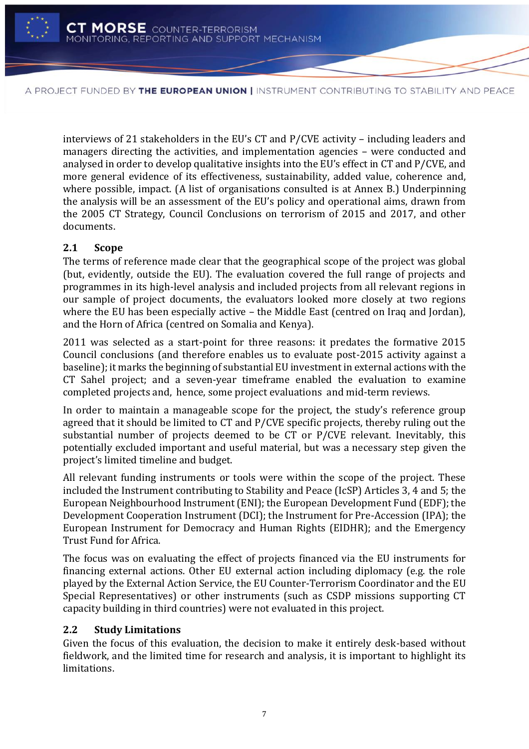interviews of 21 stakeholders in the EU's CT and P/CVE activity – including leaders and managers directing the activities, and implementation agencies – were conducted and analysed in order to develop qualitative insights into the EU's effect in CT and P/CVE, and more general evidence of its effectiveness, sustainability, added value, coherence and, where possible, impact. (A list of organisations consulted is at Annex B.) Underpinning the analysis will be an assessment of the EU's policy and operational aims, drawn from the 2005 CT Strategy, Council Conclusions on terrorism of 2015 and 2017, and other documents.

## 2.1 Scope

The terms of reference made clear that the geographical scope of the project was global (but, evidently, outside the EU). The evaluation covered the full range of projects and programmes in its high-level analysis and included projects from all relevant regions in our sample of project documents, the evaluators looked more closely at two regions where the EU has been especially active – the Middle East (centred on Iraq and Jordan), and the Horn of Africa (centred on Somalia and Kenya).

2011 was selected as a start-point for three reasons: it predates the formative 2015 Council conclusions (and therefore enables us to evaluate post-2015 activity against a baseline); it marks the beginning of substantial EU investment in external actions with the CT Sahel project; and a seven-year timeframe enabled the evaluation to examine completed projects and, hence, some project evaluations and mid-term reviews.

In order to maintain a manageable scope for the project, the study's reference group agreed that it should be limited to CT and P/CVE specific projects, thereby ruling out the substantial number of projects deemed to be CT or P/CVE relevant. Inevitably, this potentially excluded important and useful material, but was a necessary step given the project's limited timeline and budget.

All relevant funding instruments or tools were within the scope of the project. These included the Instrument contributing to Stability and Peace (IcSP) Articles 3, 4 and 5; the European Neighbourhood Instrument (ENI); the European Development Fund (EDF); the Development Cooperation Instrument (DCI); the Instrument for Pre-Accession (IPA); the European Instrument for Democracy and Human Rights (EIDHR); and the Emergency Trust Fund for Africa.

The focus was on evaluating the effect of projects financed via the EU instruments for financing external actions. Other EU external action including diplomacy (e.g. the role played by the External Action Service, the EU Counter-Terrorism Coordinator and the EU Special Representatives) or other instruments (such as CSDP missions supporting CT capacity building in third countries) were not evaluated in this project.

## 2.2 Study Limitations

Given the focus of this evaluation, the decision to make it entirely desk-based without fieldwork, and the limited time for research and analysis, it is important to highlight its limitations.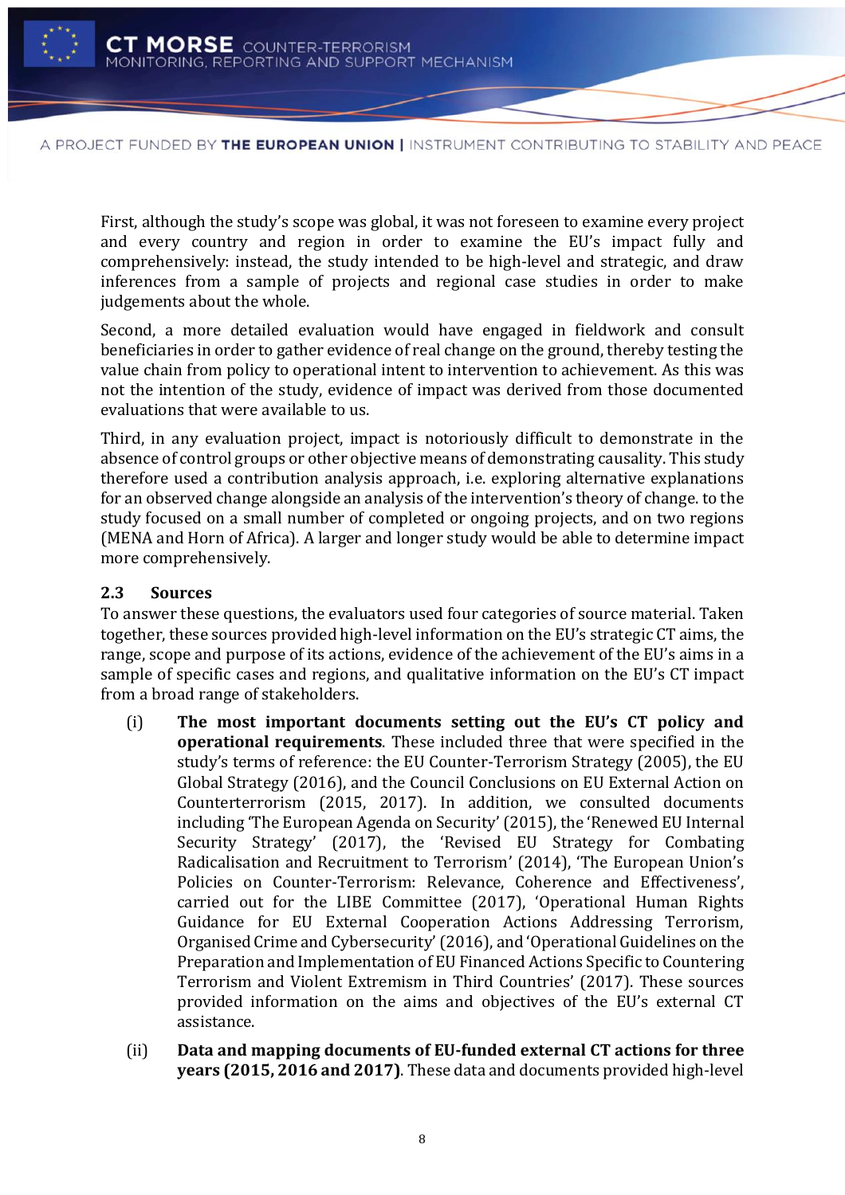First, although the study's scope was global, it was not foreseen to examine every project and every country and region in order to examine the EU's impact fully and comprehensively: instead, the study intended to be high-level and strategic, and draw inferences from a sample of projects and regional case studies in order to make judgements about the whole.

Second, a more detailed evaluation would have engaged in fieldwork and consult beneficiaries in order to gather evidence of real change on the ground, thereby testing the value chain from policy to operational intent to intervention to achievement. As this was not the intention of the study, evidence of impact was derived from those documented evaluations that were available to us.

Third, in any evaluation project, impact is notoriously difficult to demonstrate in the absence of control groups or other objective means of demonstrating causality. This study therefore used a contribution analysis approach, i.e. exploring alternative explanations for an observed change alongside an analysis of the intervention's theory of change. to the study focused on a small number of completed or ongoing projects, and on two regions (MENA and Horn of Africa). A larger and longer study would be able to determine impact more comprehensively.

### 2.3 Sources

To answer these questions, the evaluators used four categories of source material. Taken together, these sources provided high-level information on the EU's strategic CT aims, the range, scope and purpose of its actions, evidence of the achievement of the EU's aims in a sample of specific cases and regions, and qualitative information on the EU's CT impact from a broad range of stakeholders.

(i) **The most important documents setting out the EU's CT policy and operational requirements**. These included three that were specified in the study's terms of reference: the EU Counter-Terrorism Strategy (2005), the EU Global Strategy (2016), and the Council Conclusions on EU External Action on Counterterrorism (2015, 2017). In addition, we consulted documents including 'The European Agenda on Security' (2015), the 'Renewed EU Internal Security Strategy' (2017), the 'Revised EU Strategy for Combating Radicalisation and Recruitment to Terrorism' (2014), 'The European Union's Policies on Counter-Terrorism: Relevance, Coherence and Effectiveness', carried out for the LIBE Committee (2017), 'Operational Human Rights Guidance for EU External Cooperation Actions Addressing Terrorism, Organised Crime and Cybersecurity' (2016), and 'Operational Guidelines on the Preparation and Implementation of EU Financed Actions Specific to Countering Terrorism and Violent Extremism in Third Countries' (2017). These sources provided information on the aims and objectives of the EU's external CT assistance.

(ii) **Data and mapping documents of EU-funded external CT actions for three years (2015, 2016 and 2017)**. These data and documents provided high-level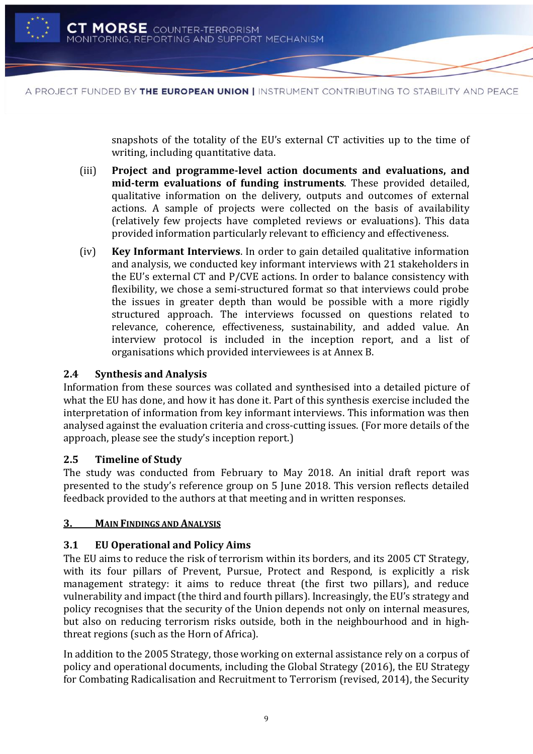snapshots of the totality of the EU's external CT activities up to the time of writing, including quantitative data.

(iii) **Project and programme-level action documents and evaluations, and mid-term evaluations of funding instruments**. These provided detailed, qualitative information on the delivery, outputs and outcomes of external actions. A sample of projects were collected on the basis of availability (relatively few projects have completed reviews or evaluations). This data provided information particularly relevant to efficiency and effectiveness.

(iv) **Key Informant Interviews**. In order to gain detailed qualitative information and analysis, we conducted key informant interviews with 21 stakeholders in the EU's external CT and P/CVE actions. In order to balance consistency with flexibility, we chose a semi-structured format so that interviews could probe the issues in greater depth than would be possible with a more rigidly structured approach. The interviews focussed on questions related to relevance, coherence, effectiveness, sustainability, and added value. An interview protocol is included in the inception report, and a list of organisations which provided interviewees is at Annex B.

### 2.4 Synthesis and Analysis

Information from these sources was collated and synthesised into a detailed picture of what the EU has done, and how it has done it. Part of this synthesis exercise included the interpretation of information from key informant interviews. This information was then analysed against the evaluation criteria and cross-cutting issues. (For more details of the approach, please see the study's inception report.)

### 2.5 Timeline of Study

The study was conducted from February to May 2018. An initial draft report was presented to the study's reference group on 5 June 2018. This version reflects detailed feedback provided to the authors at that meeting and in written responses.

## 3. Main Findings and Analysis

### 3.1 EU Operational and Policy Aims

The EU aims to reduce the risk of terrorism within its borders, and its 2005 CT Strategy, with its four pillars of Prevent, Pursue, Protect and Respond, is explicitly a risk management strategy: it aims to reduce threat (the first two pillars), and reduce vulnerability and impact (the third and fourth pillars). Increasingly, the EU's strategy and policy recognises that the security of the Union depends not only on internal measures, but also on reducing terrorism risks outside, both in the neighbourhood and in high-threat regions (such as the Horn of Africa).

In addition to the 2005 Strategy, those working on external assistance rely on a corpus of policy and operational documents, including the Global Strategy (2016), the EU Strategy for Combating Radicalisation and Recruitment to Terrorism (revised, 2014), the Security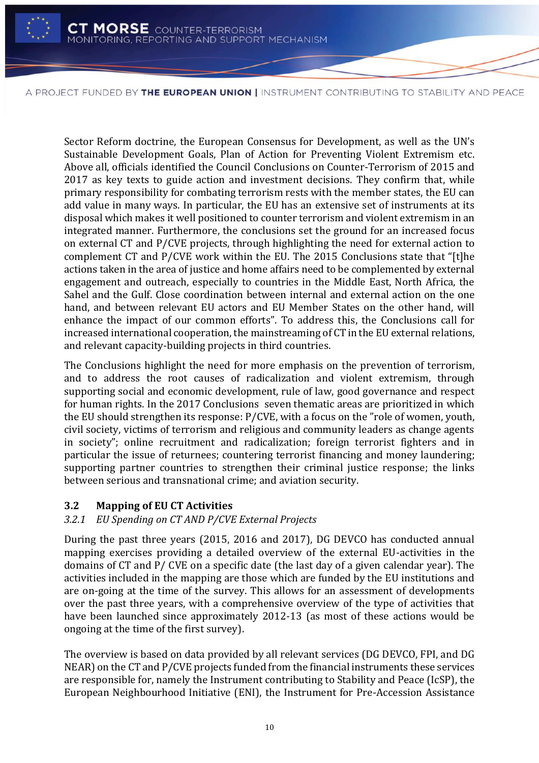Sector Reform doctrine, the European Consensus for Development, as well as the UN's Sustainable Development Goals, Plan of Action for Preventing Violent Extremism etc. Above all, officials identified the Council Conclusions on Counter-Terrorism of 2015 and 2017 as key texts to guide action and investment decisions. They confirm that, while primary responsibility for combating terrorism rests with the member states, the EU can add value in many ways. In particular, the EU has an extensive set of instruments at its disposal which makes it well positioned to counter terrorism and violent extremism in an integrated manner. Furthermore, the conclusions set the ground for an increased focus on external CT and P/CVE projects, through highlighting the need for external action to complement CT and P/CVE work within the EU. The 2015 Conclusions state that "[t]he actions taken in the area of justice and home affairs need to be complemented by external engagement and outreach, especially to countries in the Middle East, North Africa, the Sahel and the Gulf. Close coordination between internal and external action on the one hand, and between relevant EU actors and EU Member States on the other hand, will enhance the impact of our common efforts". To address this, the Conclusions call for increased international cooperation, the mainstreaming of CT in the EU external relations, and relevant capacity-building projects in third countries.

The Conclusions highlight the need for more emphasis on the prevention of terrorism, and to address the root causes of radicalization and violent extremism, through supporting social and economic development, rule of law, good governance and respect for human rights. In the 2017 Conclusions seven thematic areas are prioritized in which the EU should strengthen its response: P/CVE, with a focus on the "role of women, youth, civil society, victims of terrorism and religious and community leaders as change agents in society"; online recruitment and radicalization; foreign terrorist fighters and in particular the issue of returnees; countering terrorist financing and money laundering; supporting partner countries to strengthen their criminal justice response; the links between serious and transnational crime; and aviation security.

## 3.2 Mapping of EU CT Activities

### *3.2.1 EU Spending on CT AND P/CVE External Projects*

During the past three years (2015, 2016 and 2017), DG DEVCO has conducted annual mapping exercises providing a detailed overview of the external EU-activities in the domains of CT and P/ CVE on a specific date (the last day of a given calendar year). The activities included in the mapping are those which are funded by the EU institutions and are on-going at the time of the survey. This allows for an assessment of developments over the past three years, with a comprehensive overview of the type of activities that have been launched since approximately 2012-13 (as most of these actions would be ongoing at the time of the first survey).

The overview is based on data provided by all relevant services (DG DEVCO, FPI, and DG NEAR) on the CT and P/CVE projects funded from the financial instruments these services are responsible for, namely the Instrument contributing to Stability and Peace (IcSP), the European Neighbourhood Initiative (ENI), the Instrument for Pre-Accession Assistance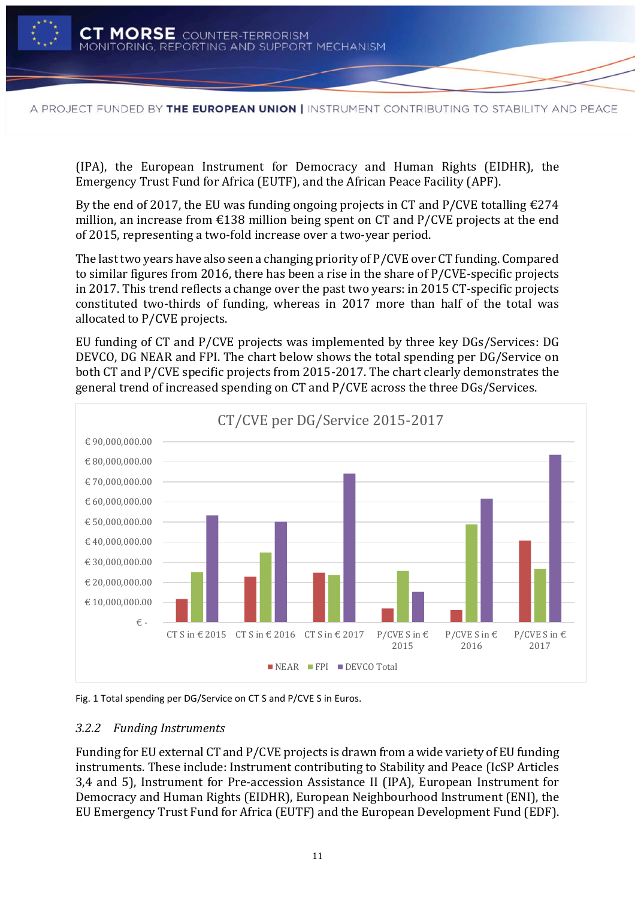(IPA), the European Instrument for Democracy and Human Rights (EIDHR), the Emergency Trust Fund for Africa (EUTF), and the African Peace Facility (APF).

By the end of 2017, the EU was funding ongoing projects in CT and P/CVE totalling €274 million, an increase from €138 million being spent on CT and P/CVE projects at the end of 2015, representing a two-fold increase over a two-year period.

The last two years have also seen a changing priority of P/CVE over CT funding. Compared to similar figures from 2016, there has been a rise in the share of P/CVE-specific projects in 2017. This trend reflects a change over the past two years: in 2015 CT-specific projects constituted two-thirds of funding, whereas in 2017 more than half of the total was allocated to P/CVE projects.

EU funding of CT and P/CVE projects was implemented by three key DGs/Services: DG DEVCO, DG NEAR and FPI. The chart below shows the total spending per DG/Service on both CT and P/CVE specific projects from 2015-2017. The chart clearly demonstrates the general trend of increased spending on CT and P/CVE across the three DGs/Services.

CT/CVE per DG/Service 2015-2017

Fig. 1 Total spending per DG/Service on CT S and P/CVE S in Euros.

### *3.2.2 Funding Instruments*

Funding for EU external CT and P/CVE projects is drawn from a wide variety of EU funding instruments. These include: Instrument contributing to Stability and Peace (IcSP Articles 3,4 and 5), Instrument for Pre-accession Assistance II (IPA), European Instrument for Democracy and Human Rights (EIDHR), European Neighbourhood Instrument (ENI), the EU Emergency Trust Fund for Africa (EUTF) and the European Development Fund (EDF).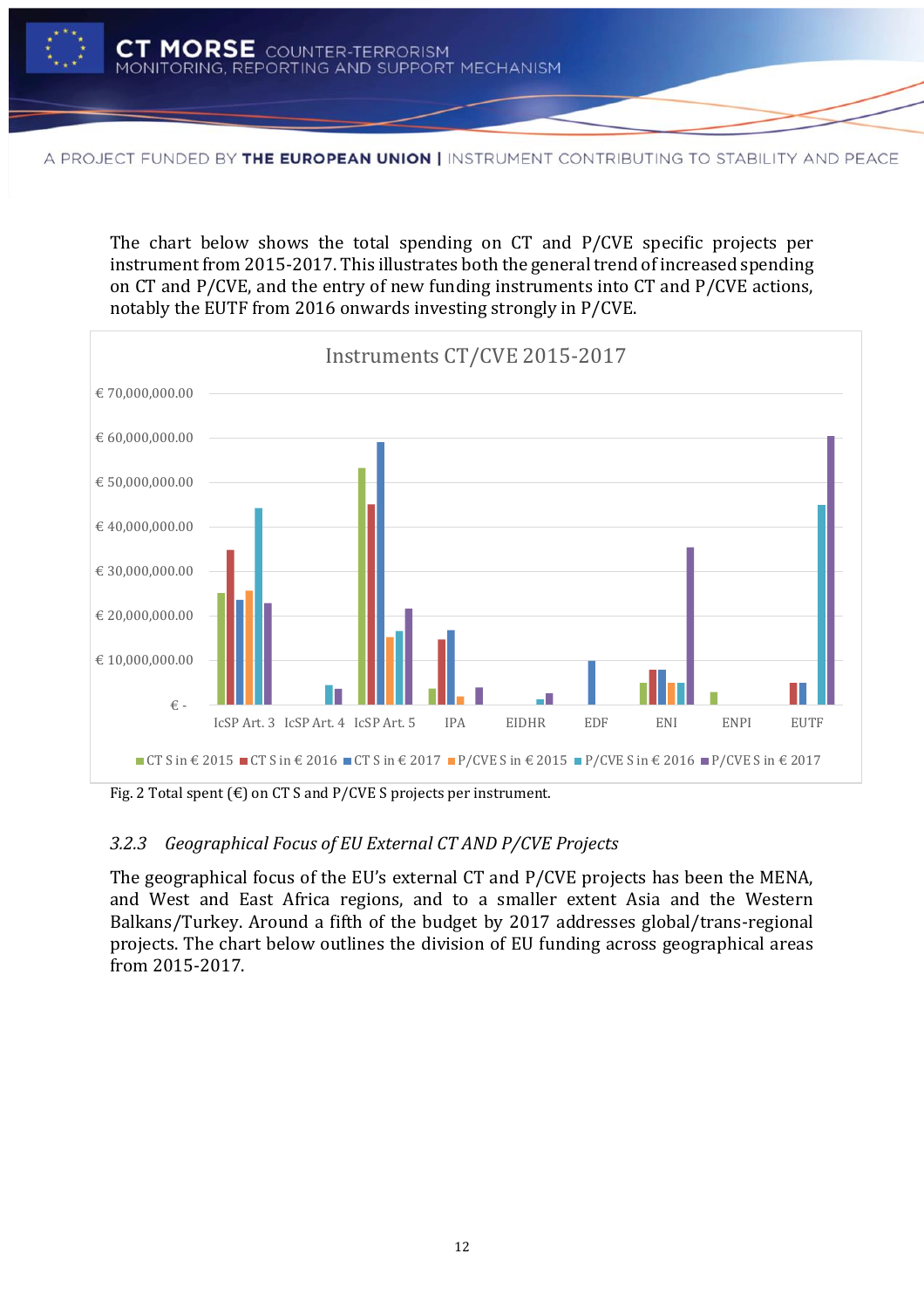The chart below shows the total spending on CT and P/CVE specific projects per instrument from 2015-2017. This illustrates both the general trend of increased spending on CT and P/CVE, and the entry of new funding instruments into CT and P/CVE actions, notably the EUTF from 2016 onwards investing strongly in P/CVE.

Fig. 2 Total spent (€) on CT S and P/CVE S projects per instrument.

### 3.2.3 *Geographical Focus of EU External CT AND P/CVE Projects*

The geographical focus of the EU's external CT and P/CVE projects has been the MENA, and West and East Africa regions, and to a smaller extent Asia and the Western Balkans/Turkey. Around a fifth of the budget by 2017 addresses global/trans-regional projects. The chart below outlines the division of EU funding across geographical areas from 2015-2017.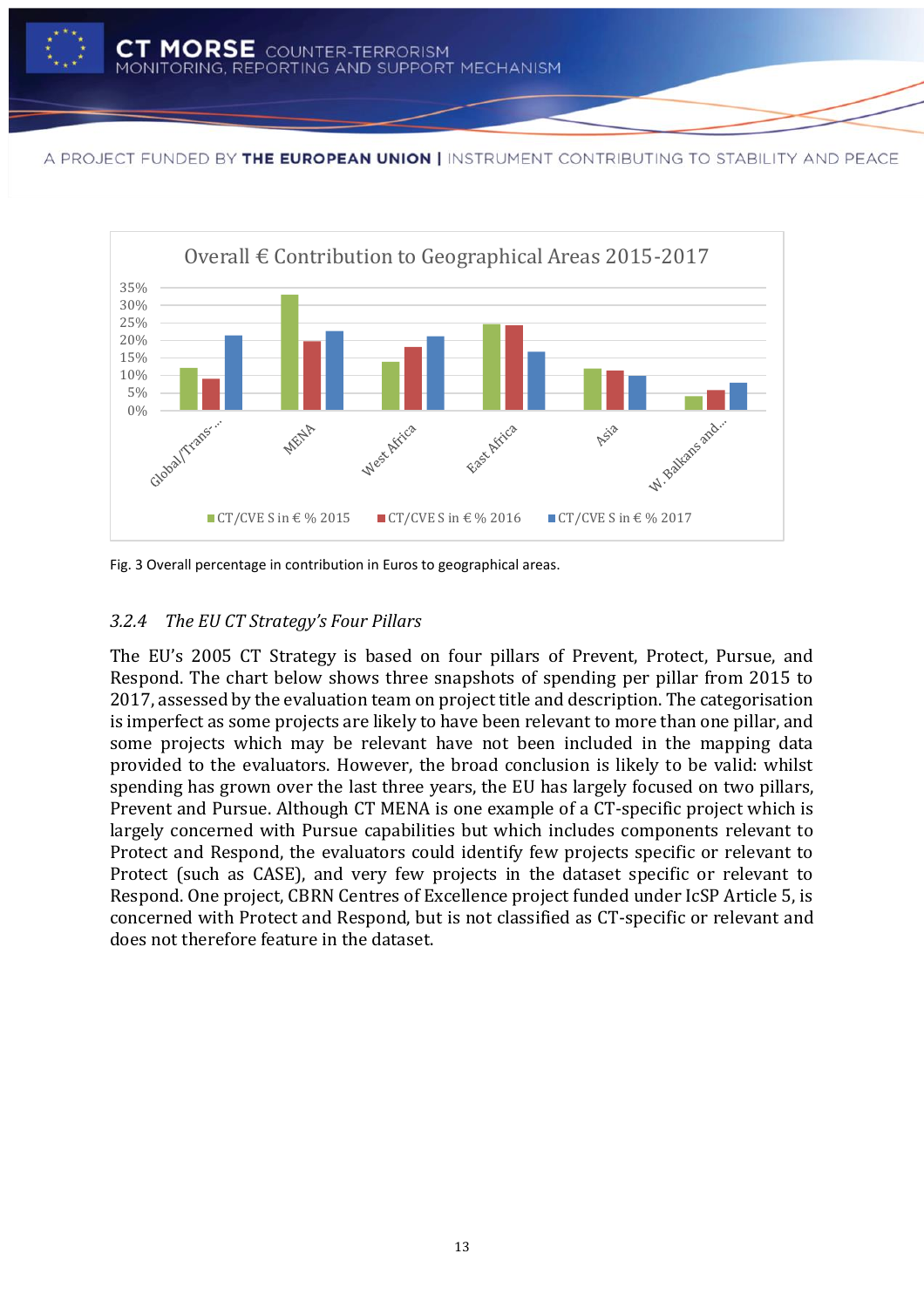Fig. 3 Overall percentage in contribution in Euros to geographical areas.

### *3.2.4 The EU CT Strategy's Four Pillars*

The EU's 2005 CT Strategy is based on four pillars of Prevent, Protect, Pursue, and Respond. The chart below shows three snapshots of spending per pillar from 2015 to 2017, assessed by the evaluation team on project title and description. The categorisation is imperfect as some projects are likely to have been relevant to more than one pillar, and some projects which may be relevant have not been included in the mapping data provided to the evaluators. However, the broad conclusion is likely to be valid: whilst spending has grown over the last three years, the EU has largely focused on two pillars, Prevent and Pursue. Although CT MENA is one example of a CT-specific project which is largely concerned with Pursue capabilities but which includes components relevant to Protect and Respond, the evaluators could identify few projects specific or relevant to Protect (such as CASE), and very few projects in the dataset specific or relevant to Respond. One project, CBRN Centres of Excellence project funded under IcSP Article 5, is concerned with Protect and Respond, but is not classified as CT-specific or relevant and does not therefore feature in the dataset.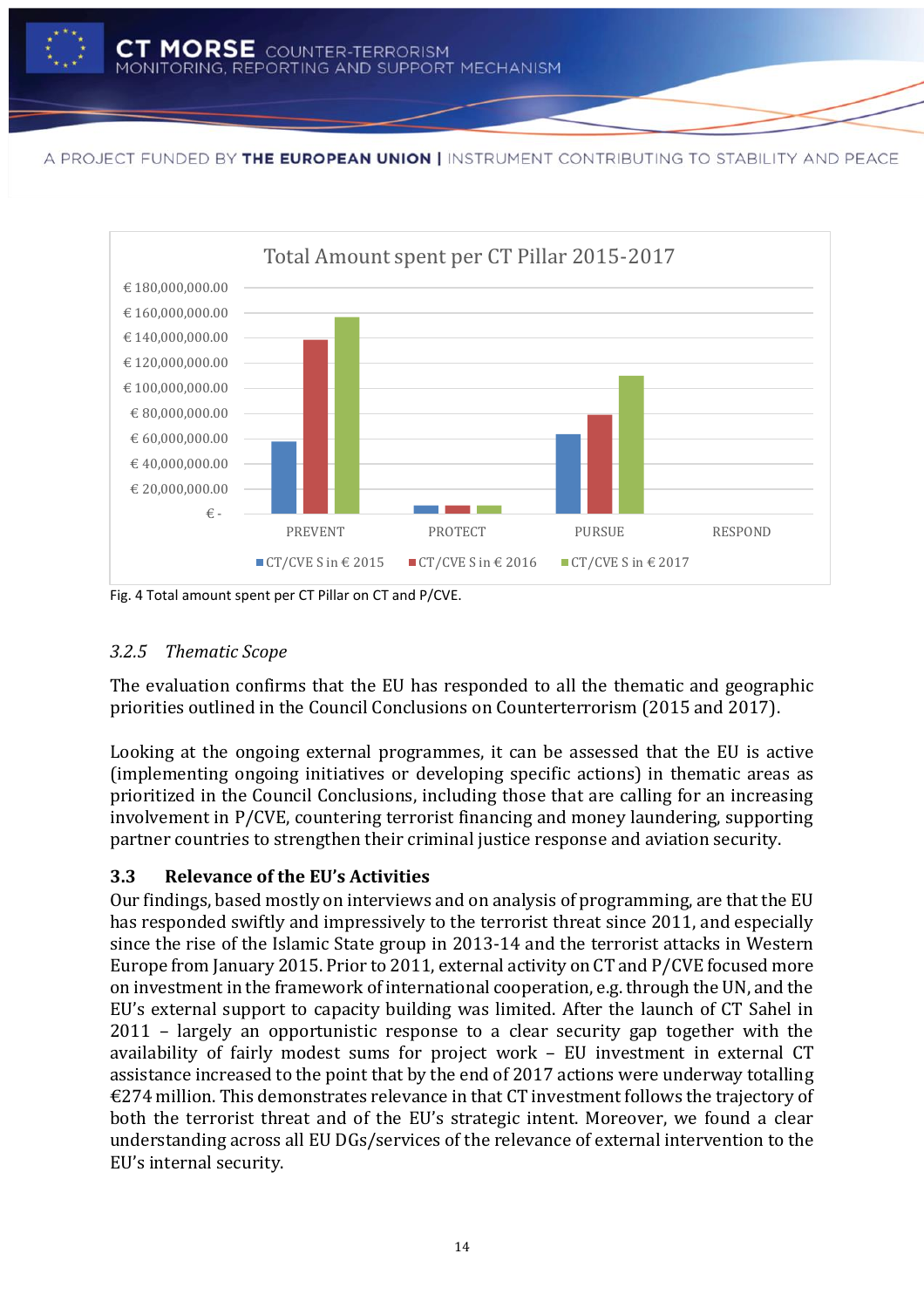Fig. 4 Total amount spent per CT Pillar on CT and P/CVE.

### *3.2.5 Thematic Scope*

The evaluation confirms that the EU has responded to all the thematic and geographic priorities outlined in the Council Conclusions on Counterterrorism (2015 and 2017).

Looking at the ongoing external programmes, it can be assessed that the EU is active (implementing ongoing initiatives or developing specific actions) in thematic areas as prioritized in the Council Conclusions, including those that are calling for an increasing involvement in P/CVE, countering terrorist financing and money laundering, supporting partner countries to strengthen their criminal justice response and aviation security.

## 3.3 Relevance of the EU's Activities

Our findings, based mostly on interviews and on analysis of programming, are that the EU has responded swiftly and impressively to the terrorist threat since 2011, and especially since the rise of the Islamic State group in 2013-14 and the terrorist attacks in Western Europe from January 2015. Prior to 2011, external activity on CT and P/CVE focused more on investment in the framework of international cooperation, e.g. through the UN, and the EU's external support to capacity building was limited. After the launch of CT Sahel in 2011 – largely an opportunistic response to a clear security gap together with the availability of fairly modest sums for project work – EU investment in external CT assistance increased to the point that by the end of 2017 actions were underway totalling €274 million. This demonstrates relevance in that CT investment follows the trajectory of both the terrorist threat and of the EU's strategic intent. Moreover, we found a clear understanding across all EU DGs/services of the relevance of external intervention to the EU's internal security.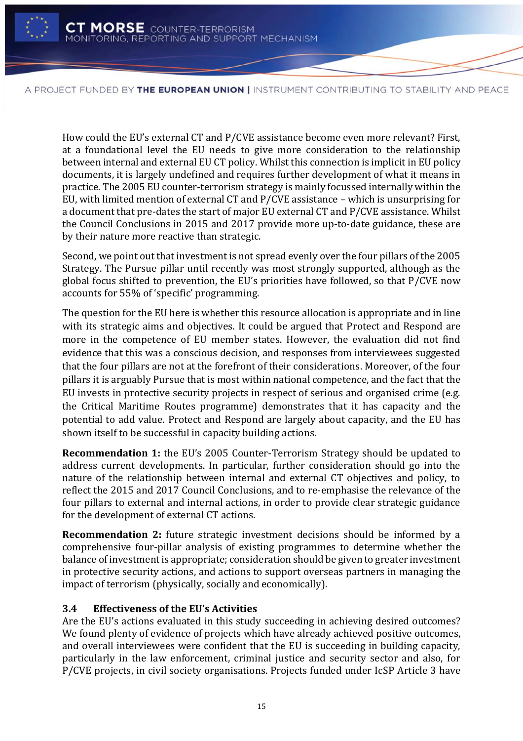How could the EU's external CT and P/CVE assistance become even more relevant? First, at a foundational level the EU needs to give more consideration to the relationship between internal and external EU CT policy. Whilst this connection is implicit in EU policy documents, it is largely undefined and requires further development of what it means in practice. The 2005 EU counter-terrorism strategy is mainly focussed internally within the EU, with limited mention of external CT and P/CVE assistance – which is unsurprising for a document that pre-dates the start of major EU external CT and P/CVE assistance. Whilst the Council Conclusions in 2015 and 2017 provide more up-to-date guidance, these are by their nature more reactive than strategic.

Second, we point out that investment is not spread evenly over the four pillars of the 2005 Strategy. The Pursue pillar until recently was most strongly supported, although as the global focus shifted to prevention, the EU's priorities have followed, so that P/CVE now accounts for 55% of 'specific' programming.

The question for the EU here is whether this resource allocation is appropriate and in line with its strategic aims and objectives. It could be argued that Protect and Respond are more in the competence of EU member states. However, the evaluation did not find evidence that this was a conscious decision, and responses from interviewees suggested that the four pillars are not at the forefront of their considerations. Moreover, of the four pillars it is arguably Pursue that is most within national competence, and the fact that the EU invests in protective security projects in respect of serious and organised crime (e.g. the Critical Maritime Routes programme) demonstrates that it has capacity and the potential to add value. Protect and Respond are largely about capacity, and the EU has shown itself to be successful in capacity building actions.

**Recommendation 1:** the EU's 2005 Counter-Terrorism Strategy should be updated to address current developments. In particular, further consideration should go into the nature of the relationship between internal and external CT objectives and policy, to reflect the 2015 and 2017 Council Conclusions, and to re-emphasise the relevance of the four pillars to external and internal actions, in order to provide clear strategic guidance for the development of external CT actions.

**Recommendation 2:** future strategic investment decisions should be informed by a comprehensive four-pillar analysis of existing programmes to determine whether the balance of investment is appropriate; consideration should be given to greater investment in protective security actions, and actions to support overseas partners in managing the impact of terrorism (physically, socially and economically).

### 3.4 Effectiveness of the EU's Activities

Are the EU's actions evaluated in this study succeeding in achieving desired outcomes? We found plenty of evidence of projects which have already achieved positive outcomes, and overall interviewees were confident that the EU is succeeding in building capacity, particularly in the law enforcement, criminal justice and security sector and also, for P/CVE projects, in civil society organisations. Projects funded under IcSP Article 3 have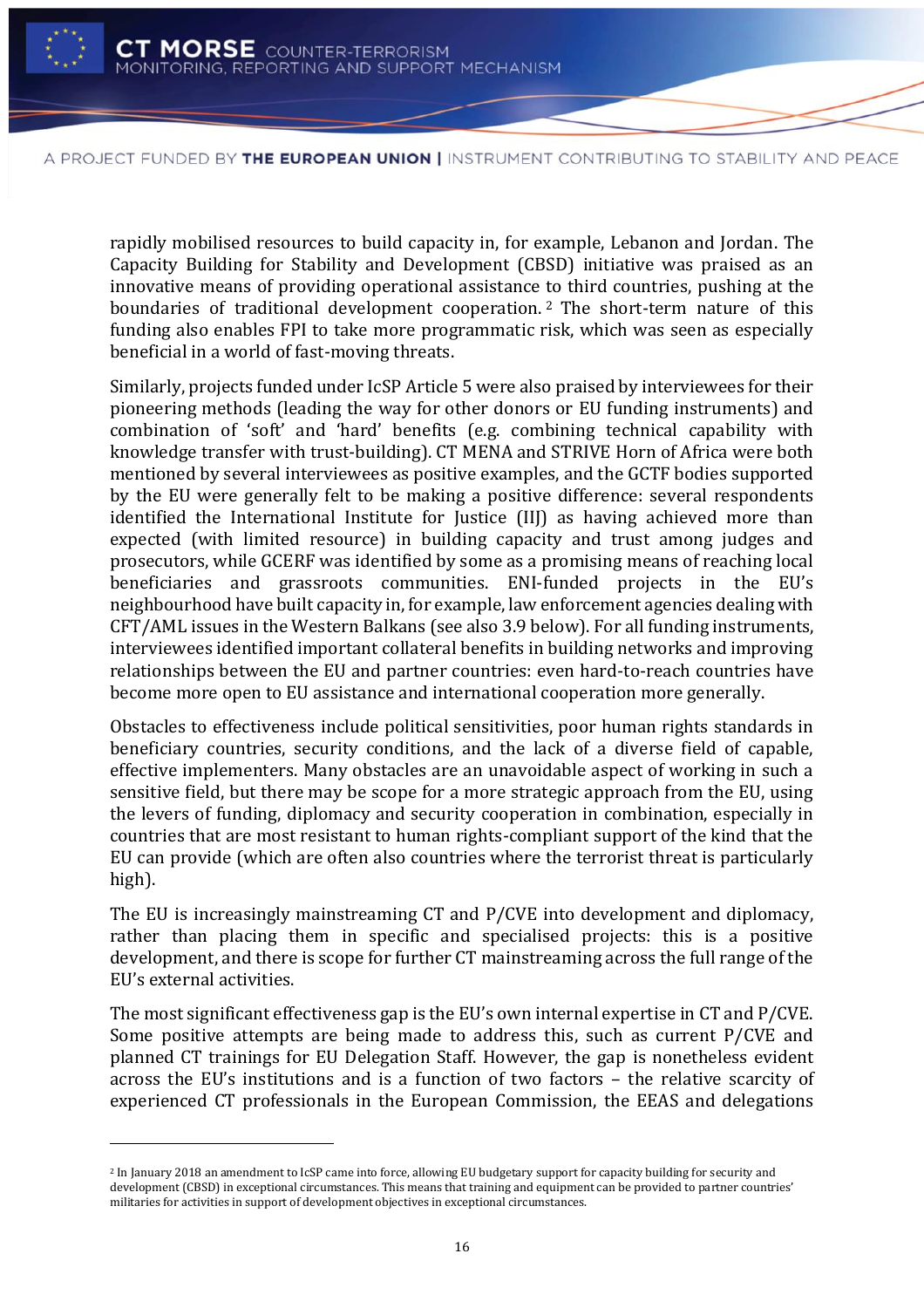rapidly mobilised resources to build capacity in, for example, Lebanon and Jordan. The Capacity Building for Stability and Development (CBSD) initiative was praised as an innovative means of providing operational assistance to third countries, pushing at the boundaries of traditional development cooperation.[2] The short-term nature of this funding also enables FPI to take more programmatic risk, which was seen as especially beneficial in a world of fast-moving threats.

Similarly, projects funded under IcSP Article 5 were also praised by interviewees for their pioneering methods (leading the way for other donors or EU funding instruments) and combination of 'soft' and 'hard' benefits (e.g. combining technical capability with knowledge transfer with trust-building). CT MENA and STRIVE Horn of Africa were both mentioned by several interviewees as positive examples, and the GCTF bodies supported by the EU were generally felt to be making a positive difference: several respondents identified the International Institute for Justice (IIJ) as having achieved more than expected (with limited resource) in building capacity and trust among judges and prosecutors, while GCERF was identified by some as a promising means of reaching local beneficiaries and grassroots communities. ENI-funded projects in the EU's neighbourhood have built capacity in, for example, law enforcement agencies dealing with CFT/AML issues in the Western Balkans (see also 3.9 below). For all funding instruments, interviewees identified important collateral benefits in building networks and improving relationships between the EU and partner countries: even hard-to-reach countries have become more open to EU assistance and international cooperation more generally.

Obstacles to effectiveness include political sensitivities, poor human rights standards in beneficiary countries, security conditions, and the lack of a diverse field of capable, effective implementers. Many obstacles are an unavoidable aspect of working in such a sensitive field, but there may be scope for a more strategic approach from the EU, using the levers of funding, diplomacy and security cooperation in combination, especially in countries that are most resistant to human rights-compliant support of the kind that the EU can provide (which are often also countries where the terrorist threat is particularly high).

The EU is increasingly mainstreaming CT and P/CVE into development and diplomacy, rather than placing them in specific and specialised projects: this is a positive development, and there is scope for further CT mainstreaming across the full range of the EU's external activities.

The most significant effectiveness gap is the EU's own internal expertise in CT and P/CVE. Some positive attempts are being made to address this, such as current P/CVE and planned CT trainings for EU Delegation Staff. However, the gap is nonetheless evident across the EU's institutions and is a function of two factors – the relative scarcity of experienced CT professionals in the European Commission, the EEAS and delegations

[2] In January 2018 an amendment to IcSP came into force, allowing EU budgetary support for capacity building for security and development (CBSD) in exceptional circumstances. This means that training and equipment can be provided to partner countries' militaries for activities in support of development objectives in exceptional circumstances.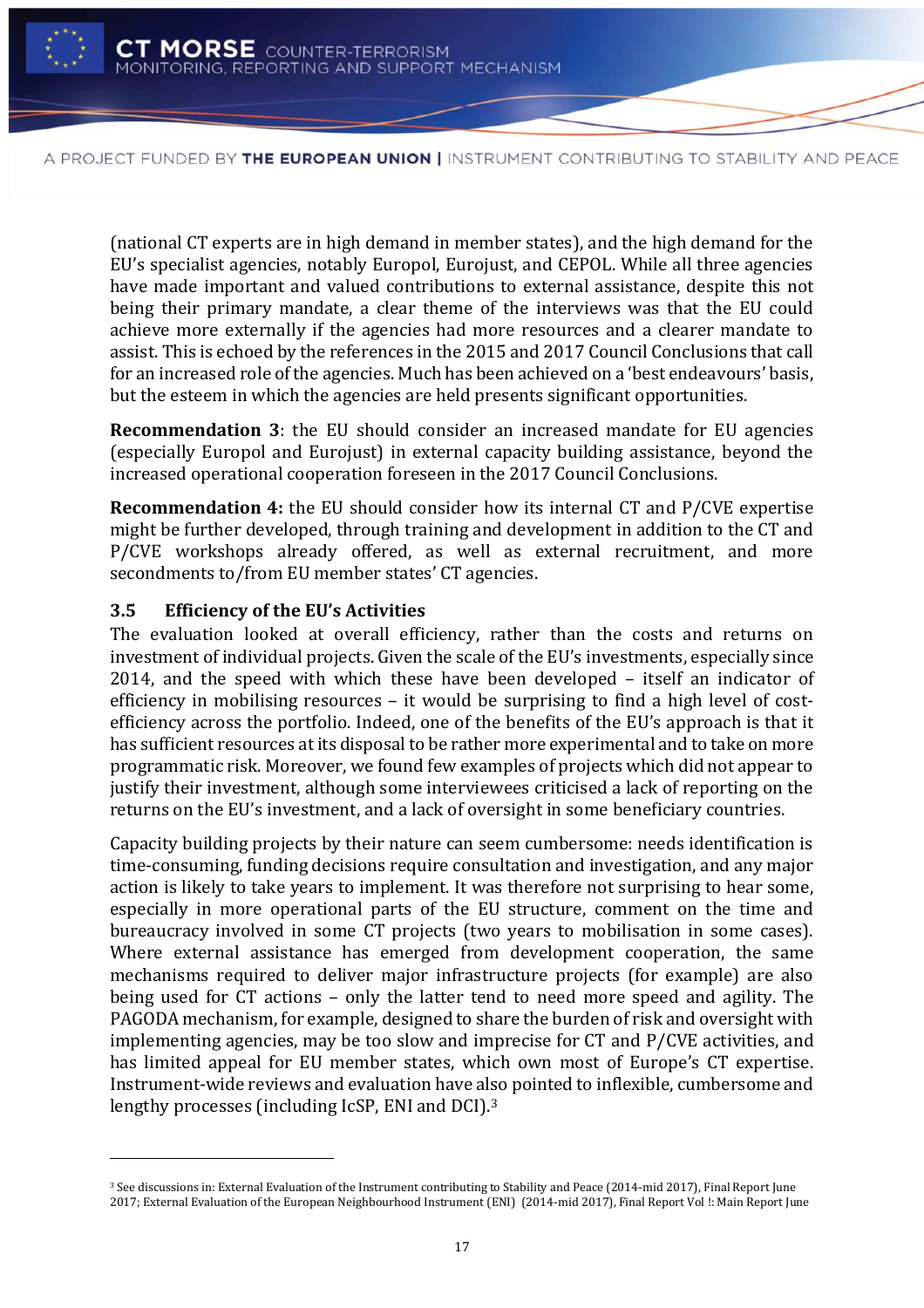(national CT experts are in high demand in member states), and the high demand for the EU's specialist agencies, notably Europol, Eurojust, and CEPOL. While all three agencies have made important and valued contributions to external assistance, despite this not being their primary mandate, a clear theme of the interviews was that the EU could achieve more externally if the agencies had more resources and a clearer mandate to assist. This is echoed by the references in the 2015 and 2017 Council Conclusions that call for an increased role of the agencies. Much has been achieved on a 'best endeavours' basis, but the esteem in which the agencies are held presents significant opportunities.

**Recommendation 3**: the EU should consider an increased mandate for EU agencies (especially Europol and Eurojust) in external capacity building assistance, beyond the increased operational cooperation foreseen in the 2017 Council Conclusions.

**Recommendation 4:** the EU should consider how its internal CT and P/CVE expertise might be further developed, through training and development in addition to the CT and P/CVE workshops already offered, as well as external recruitment, and more secondments to/from EU member states' CT agencies.

### 3.5 Efficiency of the EU's Activities

The evaluation looked at overall efficiency, rather than the costs and returns on investment of individual projects. Given the scale of the EU's investments, especially since 2014, and the speed with which these have been developed – itself an indicator of efficiency in mobilising resources – it would be surprising to find a high level of cost-efficiency across the portfolio. Indeed, one of the benefits of the EU's approach is that it has sufficient resources at its disposal to be rather more experimental and to take on more programmatic risk. Moreover, we found few examples of projects which did not appear to justify their investment, although some interviewees criticised a lack of reporting on the returns on the EU's investment, and a lack of oversight in some beneficiary countries.

Capacity building projects by their nature can seem cumbersome: needs identification is time-consuming, funding decisions require consultation and investigation, and any major action is likely to take years to implement. It was therefore not surprising to hear some, especially in more operational parts of the EU structure, comment on the time and bureaucracy involved in some CT projects (two years to mobilisation in some cases). Where external assistance has emerged from development cooperation, the same mechanisms required to deliver major infrastructure projects (for example) are also being used for CT actions – only the latter tend to need more speed and agility. The PAGODA mechanism, for example, designed to share the burden of risk and oversight with implementing agencies, may be too slow and imprecise for CT and P/CVE activities, and has limited appeal for EU member states, which own most of Europe's CT expertise. Instrument-wide reviews and evaluation have also pointed to inflexible, cumbersome and lengthy processes (including IcSP, ENI and DCI).[3]

---

[3] See discussions in: External Evaluation of the Instrument contributing to Stability and Peace (2014-mid 2017), Final Report June 2017; External Evaluation of the European Neighbourhood Instrument (ENI) (2014-mid 2017), Final Report Vol !: Main Report June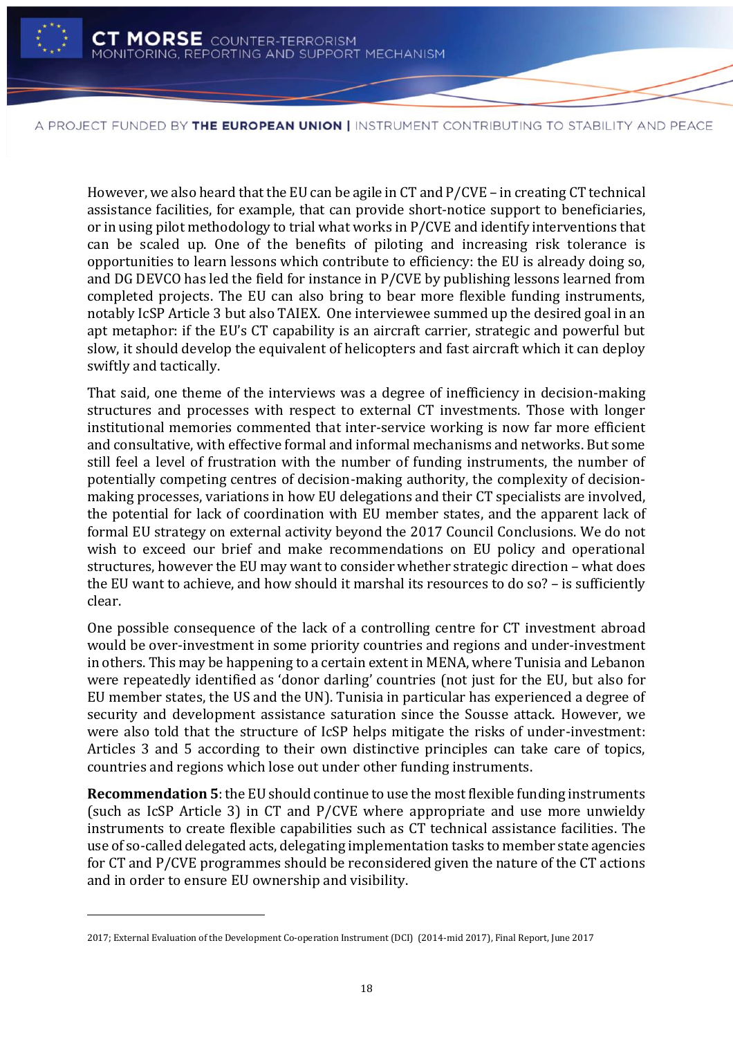However, we also heard that the EU can be agile in CT and P/CVE – in creating CT technical assistance facilities, for example, that can provide short-notice support to beneficiaries, or in using pilot methodology to trial what works in P/CVE and identify interventions that can be scaled up. One of the benefits of piloting and increasing risk tolerance is opportunities to learn lessons which contribute to efficiency: the EU is already doing so, and DG DEVCO has led the field for instance in P/CVE by publishing lessons learned from completed projects. The EU can also bring to bear more flexible funding instruments, notably IcSP Article 3 but also TAIEX. One interviewee summed up the desired goal in an apt metaphor: if the EU's CT capability is an aircraft carrier, strategic and powerful but slow, it should develop the equivalent of helicopters and fast aircraft which it can deploy swiftly and tactically.

That said, one theme of the interviews was a degree of inefficiency in decision-making structures and processes with respect to external CT investments. Those with longer institutional memories commented that inter-service working is now far more efficient and consultative, with effective formal and informal mechanisms and networks. But some still feel a level of frustration with the number of funding instruments, the number of potentially competing centres of decision-making authority, the complexity of decision-making processes, variations in how EU delegations and their CT specialists are involved, the potential for lack of coordination with EU member states, and the apparent lack of formal EU strategy on external activity beyond the 2017 Council Conclusions. We do not wish to exceed our brief and make recommendations on EU policy and operational structures, however the EU may want to consider whether strategic direction – what does the EU want to achieve, and how should it marshal its resources to do so? – is sufficiently clear.

One possible consequence of the lack of a controlling centre for CT investment abroad would be over-investment in some priority countries and regions and under-investment in others. This may be happening to a certain extent in MENA, where Tunisia and Lebanon were repeatedly identified as 'donor darling' countries (not just for the EU, but also for EU member states, the US and the UN). Tunisia in particular has experienced a degree of security and development assistance saturation since the Sousse attack. However, we were also told that the structure of IcSP helps mitigate the risks of under-investment: Articles 3 and 5 according to their own distinctive principles can take care of topics, countries and regions which lose out under other funding instruments.

**Recommendation 5**: the EU should continue to use the most flexible funding instruments (such as IcSP Article 3) in CT and P/CVE where appropriate and use more unwieldy instruments to create flexible capabilities such as CT technical assistance facilities. The use of so-called delegated acts, delegating implementation tasks to member state agencies for CT and P/CVE programmes should be reconsidered given the nature of the CT actions and in order to ensure EU ownership and visibility.

---

2017; External Evaluation of the Development Co-operation Instrument (DCI) (2014-mid 2017), Final Report, June 2017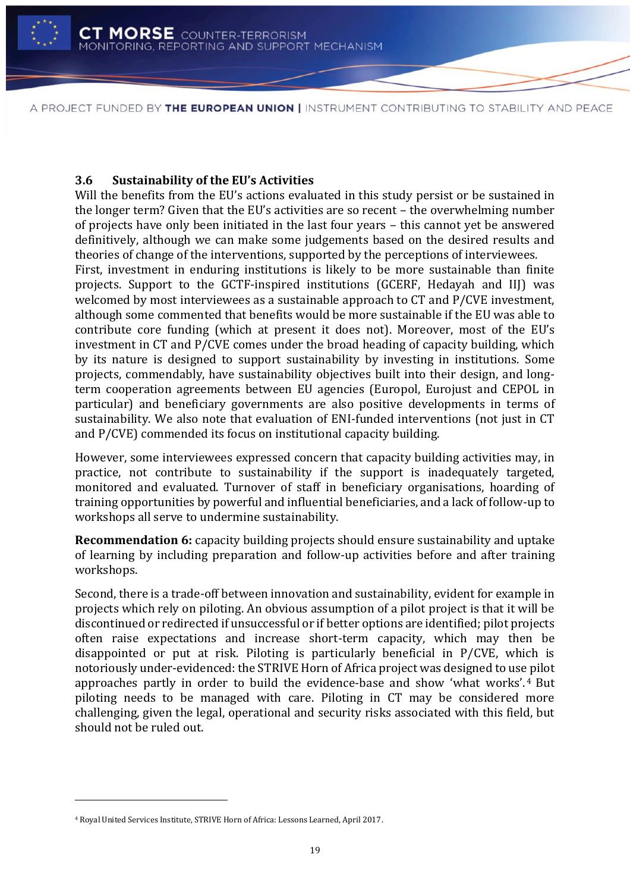### 3.6 Sustainability of the EU's Activities

Will the benefits from the EU's actions evaluated in this study persist or be sustained in the longer term? Given that the EU's activities are so recent – the overwhelming number of projects have only been initiated in the last four years – this cannot yet be answered definitively, although we can make some judgements based on the desired results and theories of change of the interventions, supported by the perceptions of interviewees.

First, investment in enduring institutions is likely to be more sustainable than finite projects. Support to the GCTF-inspired institutions (GCERF, Hedayah and IIJ) was welcomed by most interviewees as a sustainable approach to CT and P/CVE investment, although some commented that benefits would be more sustainable if the EU was able to contribute core funding (which at present it does not). Moreover, most of the EU's investment in CT and P/CVE comes under the broad heading of capacity building, which by its nature is designed to support sustainability by investing in institutions. Some projects, commendably, have sustainability objectives built into their design, and long-term cooperation agreements between EU agencies (Europol, Eurojust and CEPOL in particular) and beneficiary governments are also positive developments in terms of sustainability. We also note that evaluation of ENI-funded interventions (not just in CT and P/CVE) commended its focus on institutional capacity building.

However, some interviewees expressed concern that capacity building activities may, in practice, not contribute to sustainability if the support is inadequately targeted, monitored and evaluated. Turnover of staff in beneficiary organisations, hoarding of training opportunities by powerful and influential beneficiaries, and a lack of follow-up to workshops all serve to undermine sustainability.

**Recommendation 6:** capacity building projects should ensure sustainability and uptake of learning by including preparation and follow-up activities before and after training workshops.

Second, there is a trade-off between innovation and sustainability, evident for example in projects which rely on piloting. An obvious assumption of a pilot project is that it will be discontinued or redirected if unsuccessful or if better options are identified; pilot projects often raise expectations and increase short-term capacity, which may then be disappointed or put at risk. Piloting is particularly beneficial in P/CVE, which is notoriously under-evidenced: the STRIVE Horn of Africa project was designed to use pilot approaches partly in order to build the evidence-base and show 'what works'.[4] But piloting needs to be managed with care. Piloting in CT may be considered more challenging, given the legal, operational and security risks associated with this field, but should not be ruled out.

[4] Royal United Services Institute, STRIVE Horn of Africa: Lessons Learned, April 2017.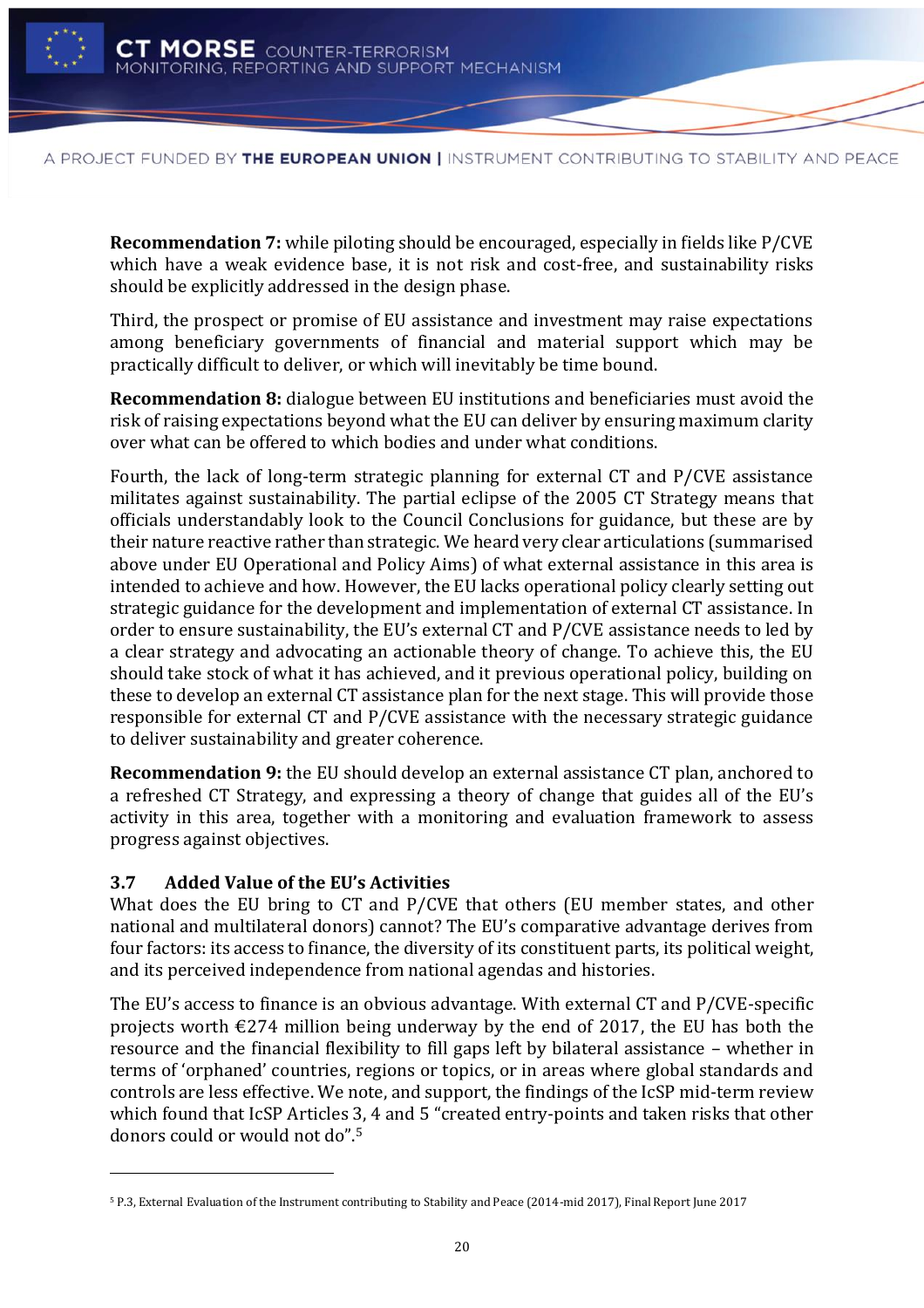**Recommendation 7:** while piloting should be encouraged, especially in fields like P/CVE which have a weak evidence base, it is not risk and cost-free, and sustainability risks should be explicitly addressed in the design phase.

Third, the prospect or promise of EU assistance and investment may raise expectations among beneficiary governments of financial and material support which may be practically difficult to deliver, or which will inevitably be time bound.

**Recommendation 8:** dialogue between EU institutions and beneficiaries must avoid the risk of raising expectations beyond what the EU can deliver by ensuring maximum clarity over what can be offered to which bodies and under what conditions.

Fourth, the lack of long-term strategic planning for external CT and P/CVE assistance militates against sustainability. The partial eclipse of the 2005 CT Strategy means that officials understandably look to the Council Conclusions for guidance, but these are by their nature reactive rather than strategic. We heard very clear articulations (summarised above under EU Operational and Policy Aims) of what external assistance in this area is intended to achieve and how. However, the EU lacks operational policy clearly setting out strategic guidance for the development and implementation of external CT assistance. In order to ensure sustainability, the EU's external CT and P/CVE assistance needs to led by a clear strategy and advocating an actionable theory of change. To achieve this, the EU should take stock of what it has achieved, and it previous operational policy, building on these to develop an external CT assistance plan for the next stage. This will provide those responsible for external CT and P/CVE assistance with the necessary strategic guidance to deliver sustainability and greater coherence.

**Recommendation 9:** the EU should develop an external assistance CT plan, anchored to a refreshed CT Strategy, and expressing a theory of change that guides all of the EU's activity in this area, together with a monitoring and evaluation framework to assess progress against objectives.

### 3.7 Added Value of the EU's Activities

What does the EU bring to CT and P/CVE that others (EU member states, and other national and multilateral donors) cannot? The EU's comparative advantage derives from four factors: its access to finance, the diversity of its constituent parts, its political weight, and its perceived independence from national agendas and histories.

The EU's access to finance is an obvious advantage. With external CT and P/CVE-specific projects worth €274 million being underway by the end of 2017, the EU has both the resource and the financial flexibility to fill gaps left by bilateral assistance – whether in terms of 'orphaned' countries, regions or topics, or in areas where global standards and controls are less effective. We note, and support, the findings of the IcSP mid-term review which found that IcSP Articles 3, 4 and 5 "created entry-points and taken risks that other donors could or would not do".[5]

---

[5] P.3, External Evaluation of the Instrument contributing to Stability and Peace (2014-mid 2017), Final Report June 2017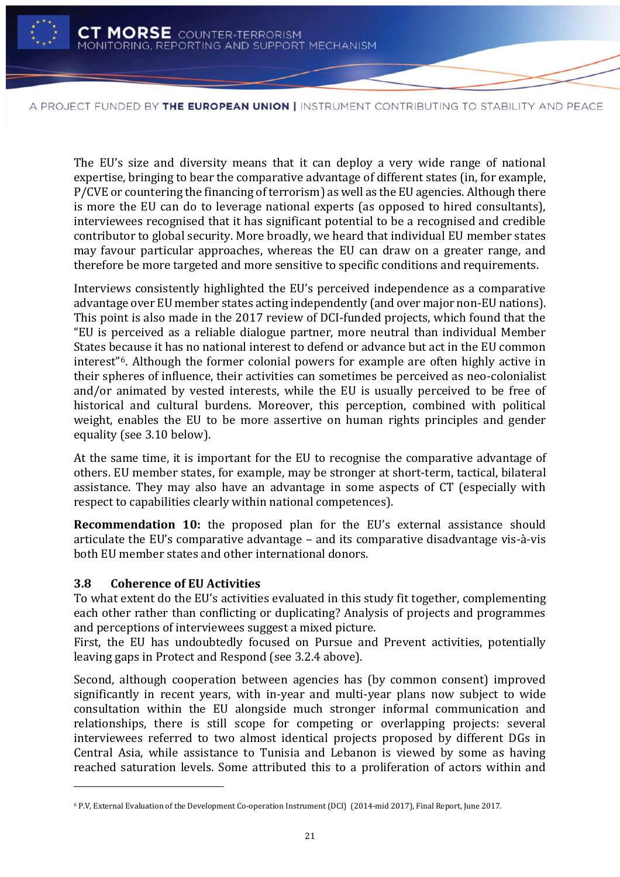The EU's size and diversity means that it can deploy a very wide range of national expertise, bringing to bear the comparative advantage of different states (in, for example, P/CVE or countering the financing of terrorism) as well as the EU agencies. Although there is more the EU can do to leverage national experts (as opposed to hired consultants), interviewees recognised that it has significant potential to be a recognised and credible contributor to global security. More broadly, we heard that individual EU member states may favour particular approaches, whereas the EU can draw on a greater range, and therefore be more targeted and more sensitive to specific conditions and requirements.

Interviews consistently highlighted the EU's perceived independence as a comparative advantage over EU member states acting independently (and over major non-EU nations). This point is also made in the 2017 review of DCI-funded projects, which found that the "EU is perceived as a reliable dialogue partner, more neutral than individual Member States because it has no national interest to defend or advance but act in the EU common interest"[6]. Although the former colonial powers for example are often highly active in their spheres of influence, their activities can sometimes be perceived as neo-colonialist and/or animated by vested interests, while the EU is usually perceived to be free of historical and cultural burdens. Moreover, this perception, combined with political weight, enables the EU to be more assertive on human rights principles and gender equality (see 3.10 below).

At the same time, it is important for the EU to recognise the comparative advantage of others. EU member states, for example, may be stronger at short-term, tactical, bilateral assistance. They may also have an advantage in some aspects of CT (especially with respect to capabilities clearly within national competences).

**Recommendation 10:** the proposed plan for the EU's external assistance should articulate the EU's comparative advantage – and its comparative disadvantage vis-à-vis both EU member states and other international donors.

### 3.8 Coherence of EU Activities

To what extent do the EU's activities evaluated in this study fit together, complementing each other rather than conflicting or duplicating? Analysis of projects and programmes and perceptions of interviewees suggest a mixed picture.

First, the EU has undoubtedly focused on Pursue and Prevent activities, potentially leaving gaps in Protect and Respond (see 3.2.4 above).

Second, although cooperation between agencies has (by common consent) improved significantly in recent years, with in-year and multi-year plans now subject to wide consultation within the EU alongside much stronger informal communication and relationships, there is still scope for competing or overlapping projects: several interviewees referred to two almost identical projects proposed by different DGs in Central Asia, while assistance to Tunisia and Lebanon is viewed by some as having reached saturation levels. Some attributed this to a proliferation of actors within and

[6] P.V, External Evaluation of the Development Co-operation Instrument (DCI) (2014-mid 2017), Final Report, June 2017.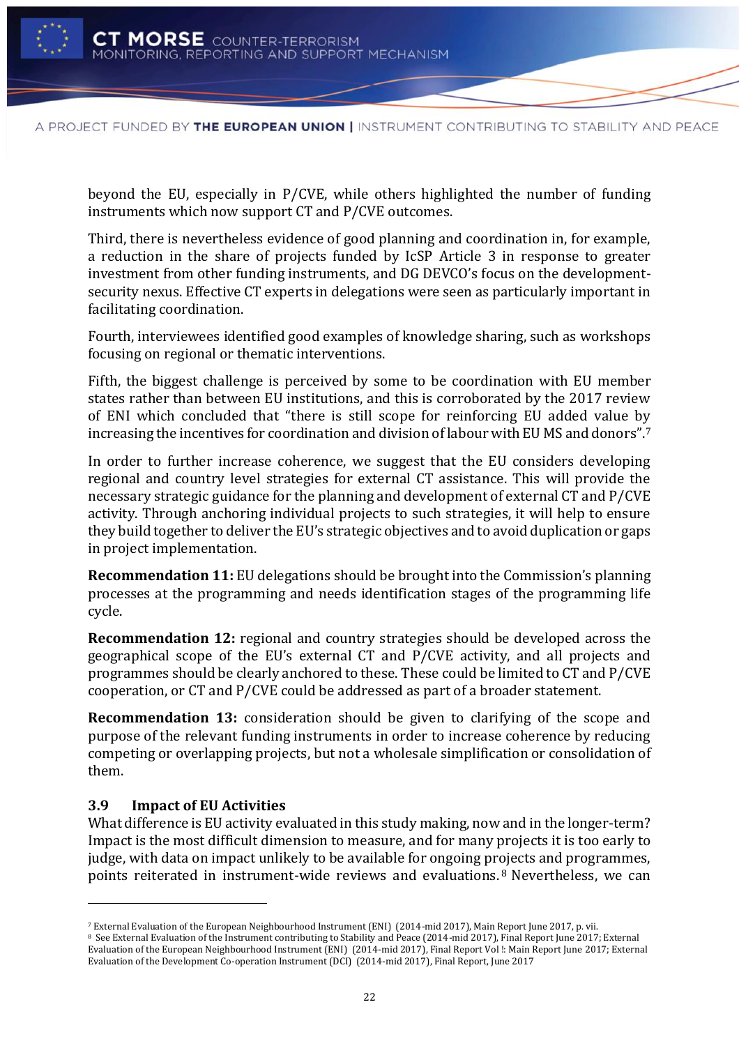beyond the EU, especially in P/CVE, while others highlighted the number of funding instruments which now support CT and P/CVE outcomes.

Third, there is nevertheless evidence of good planning and coordination in, for example, a reduction in the share of projects funded by IcSP Article 3 in response to greater investment from other funding instruments, and DG DEVCO's focus on the development-security nexus. Effective CT experts in delegations were seen as particularly important in facilitating coordination.

Fourth, interviewees identified good examples of knowledge sharing, such as workshops focusing on regional or thematic interventions.

Fifth, the biggest challenge is perceived by some to be coordination with EU member states rather than between EU institutions, and this is corroborated by the 2017 review of ENI which concluded that "there is still scope for reinforcing EU added value by increasing the incentives for coordination and division of labour with EU MS and donors".[7]

In order to further increase coherence, we suggest that the EU considers developing regional and country level strategies for external CT assistance. This will provide the necessary strategic guidance for the planning and development of external CT and P/CVE activity. Through anchoring individual projects to such strategies, it will help to ensure they build together to deliver the EU's strategic objectives and to avoid duplication or gaps in project implementation.

**Recommendation 11:** EU delegations should be brought into the Commission's planning processes at the programming and needs identification stages of the programming life cycle.

**Recommendation 12:** regional and country strategies should be developed across the geographical scope of the EU's external CT and P/CVE activity, and all projects and programmes should be clearly anchored to these. These could be limited to CT and P/CVE cooperation, or CT and P/CVE could be addressed as part of a broader statement.

**Recommendation 13:** consideration should be given to clarifying of the scope and purpose of the relevant funding instruments in order to increase coherence by reducing competing or overlapping projects, but not a wholesale simplification or consolidation of them.

### 3.9 Impact of EU Activities

What difference is EU activity evaluated in this study making, now and in the longer-term? Impact is the most difficult dimension to measure, and for many projects it is too early to judge, with data on impact unlikely to be available for ongoing projects and programmes, points reiterated in instrument-wide reviews and evaluations.[8] Nevertheless, we can

---

[7] External Evaluation of the European Neighbourhood Instrument (ENI) (2014-mid 2017), Main Report June 2017, p. vii.

[8] See External Evaluation of the Instrument contributing to Stability and Peace (2014-mid 2017), Final Report June 2017; External Evaluation of the European Neighbourhood Instrument (ENI) (2014-mid 2017), Final Report Vol !: Main Report June 2017; External Evaluation of the Development Co-operation Instrument (DCI) (2014-mid 2017), Final Report, June 2017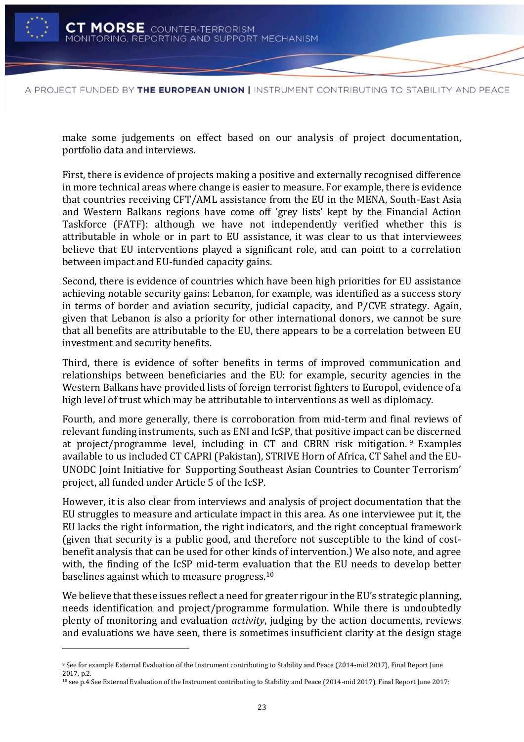make some judgements on effect based on our analysis of project documentation, portfolio data and interviews.

First, there is evidence of projects making a positive and externally recognised difference in more technical areas where change is easier to measure. For example, there is evidence that countries receiving CFT/AML assistance from the EU in the MENA, South-East Asia and Western Balkans regions have come off 'grey lists' kept by the Financial Action Taskforce (FATF): although we have not independently verified whether this is attributable in whole or in part to EU assistance, it was clear to us that interviewees believe that EU interventions played a significant role, and can point to a correlation between impact and EU-funded capacity gains.

Second, there is evidence of countries which have been high priorities for EU assistance achieving notable security gains: Lebanon, for example, was identified as a success story in terms of border and aviation security, judicial capacity, and P/CVE strategy. Again, given that Lebanon is also a priority for other international donors, we cannot be sure that all benefits are attributable to the EU, there appears to be a correlation between EU investment and security benefits.

Third, there is evidence of softer benefits in terms of improved communication and relationships between beneficiaries and the EU: for example, security agencies in the Western Balkans have provided lists of foreign terrorist fighters to Europol, evidence of a high level of trust which may be attributable to interventions as well as diplomacy.

Fourth, and more generally, there is corroboration from mid-term and final reviews of relevant funding instruments, such as ENI and IcSP, that positive impact can be discerned at project/programme level, including in CT and CBRN risk mitigation.[9] Examples available to us included CT CAPRI (Pakistan), STRIVE Horn of Africa, CT Sahel and the EU-UNODC Joint Initiative for Supporting Southeast Asian Countries to Counter Terrorism' project, all funded under Article 5 of the IcSP.

However, it is also clear from interviews and analysis of project documentation that the EU struggles to measure and articulate impact in this area. As one interviewee put it, the EU lacks the right information, the right indicators, and the right conceptual framework (given that security is a public good, and therefore not susceptible to the kind of cost-benefit analysis that can be used for other kinds of intervention.) We also note, and agree with, the finding of the IcSP mid-term evaluation that the EU needs to develop better baselines against which to measure progress.[10]

We believe that these issues reflect a need for greater rigour in the EU's strategic planning, needs identification and project/programme formulation. While there is undoubtedly plenty of monitoring and evaluation *activity*, judging by the action documents, reviews and evaluations we have seen, there is sometimes insufficient clarity at the design stage

---

[9] See for example External Evaluation of the Instrument contributing to Stability and Peace (2014-mid 2017), Final Report June 2017, p.2.

[10] see p.4 See External Evaluation of the Instrument contributing to Stability and Peace (2014-mid 2017), Final Report June 2017;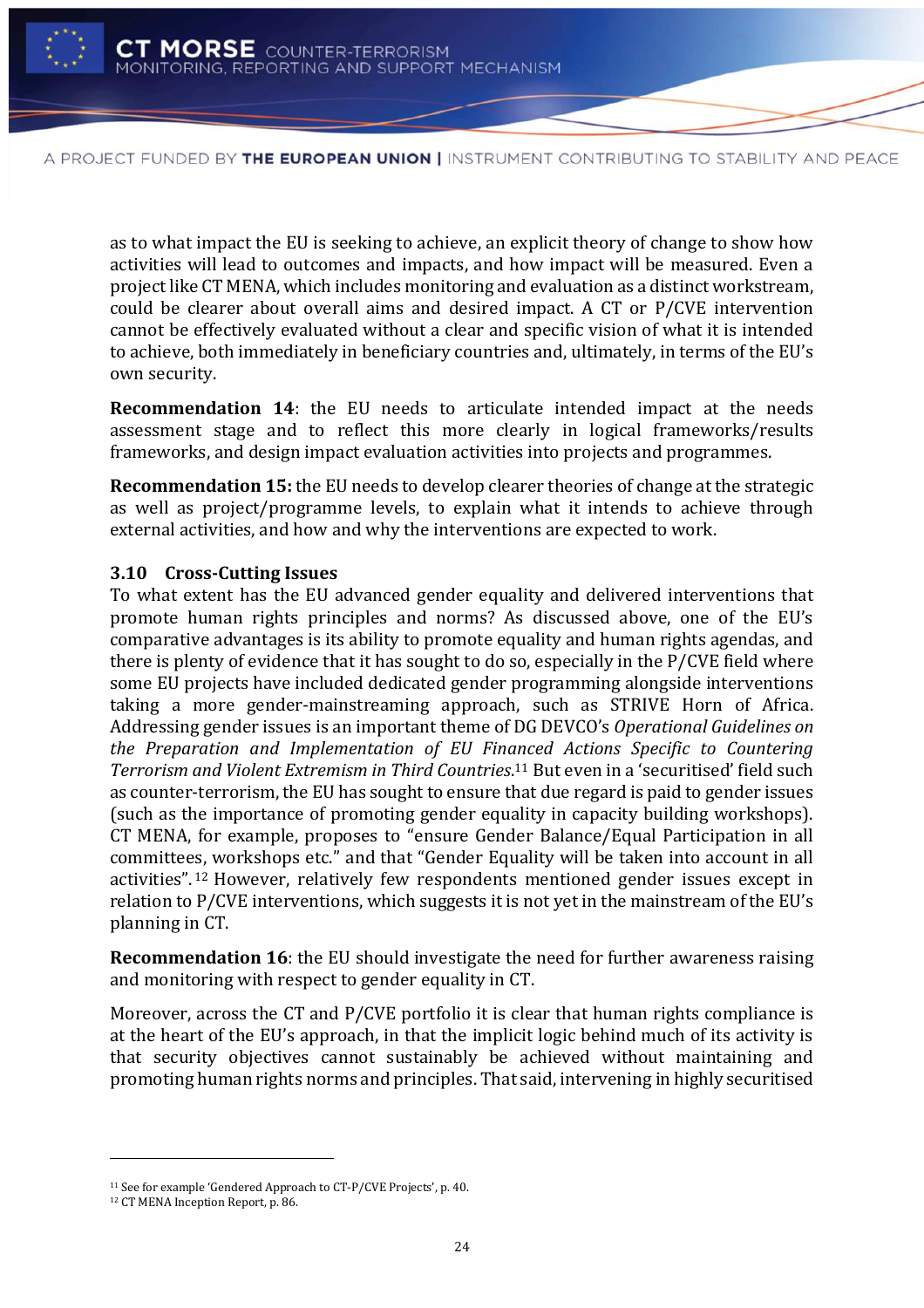as to what impact the EU is seeking to achieve, an explicit theory of change to show how activities will lead to outcomes and impacts, and how impact will be measured. Even a project like CT MENA, which includes monitoring and evaluation as a distinct workstream, could be clearer about overall aims and desired impact. A CT or P/CVE intervention cannot be effectively evaluated without a clear and specific vision of what it is intended to achieve, both immediately in beneficiary countries and, ultimately, in terms of the EU's own security.

**Recommendation 14**: the EU needs to articulate intended impact at the needs assessment stage and to reflect this more clearly in logical frameworks/results frameworks, and design impact evaluation activities into projects and programmes.

**Recommendation 15:** the EU needs to develop clearer theories of change at the strategic as well as project/programme levels, to explain what it intends to achieve through external activities, and how and why the interventions are expected to work.

### 3.10 Cross-Cutting Issues

To what extent has the EU advanced gender equality and delivered interventions that promote human rights principles and norms? As discussed above, one of the EU's comparative advantages is its ability to promote equality and human rights agendas, and there is plenty of evidence that it has sought to do so, especially in the P/CVE field where some EU projects have included dedicated gender programming alongside interventions taking a more gender-mainstreaming approach, such as STRIVE Horn of Africa. Addressing gender issues is an important theme of DG DEVCO's *Operational Guidelines on the Preparation and Implementation of EU Financed Actions Specific to Countering Terrorism and Violent Extremism in Third Countries*.[11] But even in a 'securitised' field such as counter-terrorism, the EU has sought to ensure that due regard is paid to gender issues (such as the importance of promoting gender equality in capacity building workshops). CT MENA, for example, proposes to "ensure Gender Balance/Equal Participation in all committees, workshops etc." and that "Gender Equality will be taken into account in all activities".[12] However, relatively few respondents mentioned gender issues except in relation to P/CVE interventions, which suggests it is not yet in the mainstream of the EU's planning in CT.

**Recommendation 16**: the EU should investigate the need for further awareness raising and monitoring with respect to gender equality in CT.

Moreover, across the CT and P/CVE portfolio it is clear that human rights compliance is at the heart of the EU's approach, in that the implicit logic behind much of its activity is that security objectives cannot sustainably be achieved without maintaining and promoting human rights norms and principles. That said, intervening in highly securitised

---

[11] See for example 'Gendered Approach to CT-P/CVE Projects', p. 40.

[12] CT MENA Inception Report, p. 86.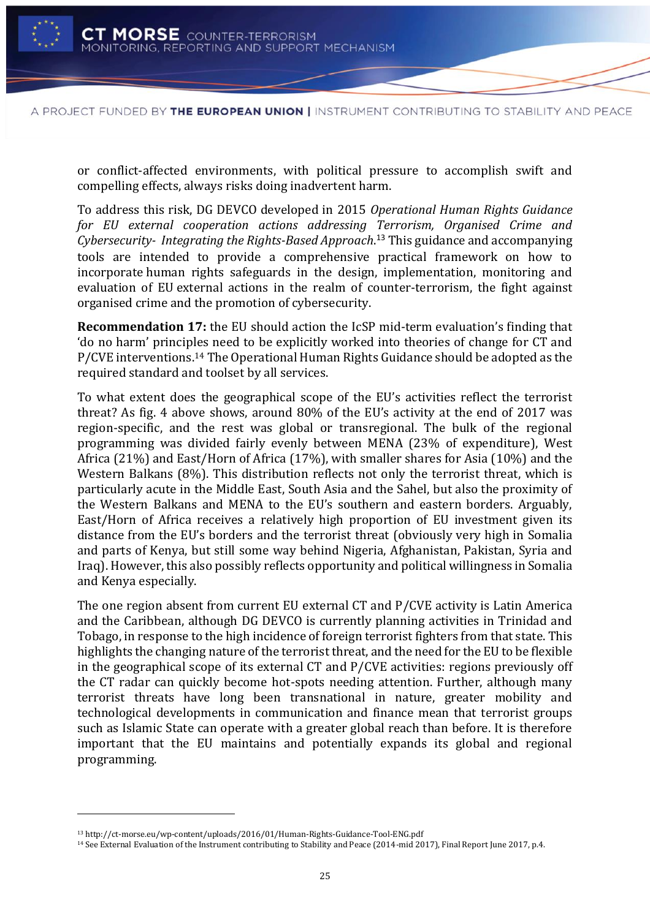or conflict-affected environments, with political pressure to accomplish swift and compelling effects, always risks doing inadvertent harm.

To address this risk, DG DEVCO developed in 2015 *Operational Human Rights Guidance for EU external cooperation actions addressing Terrorism, Organised Crime and Cybersecurity- Integrating the Rights-Based Approach*.[13] This guidance and accompanying tools are intended to provide a comprehensive practical framework on how to incorporate human rights safeguards in the design, implementation, monitoring and evaluation of EU external actions in the realm of counter-terrorism, the fight against organised crime and the promotion of cybersecurity.

**Recommendation 17:** the EU should action the IcSP mid-term evaluation's finding that 'do no harm' principles need to be explicitly worked into theories of change for CT and P/CVE interventions.[14] The Operational Human Rights Guidance should be adopted as the required standard and toolset by all services.

To what extent does the geographical scope of the EU's activities reflect the terrorist threat? As fig. 4 above shows, around 80% of the EU's activity at the end of 2017 was region-specific, and the rest was global or transregional. The bulk of the regional programming was divided fairly evenly between MENA (23% of expenditure), West Africa (21%) and East/Horn of Africa (17%), with smaller shares for Asia (10%) and the Western Balkans (8%). This distribution reflects not only the terrorist threat, which is particularly acute in the Middle East, South Asia and the Sahel, but also the proximity of the Western Balkans and MENA to the EU's southern and eastern borders. Arguably, East/Horn of Africa receives a relatively high proportion of EU investment given its distance from the EU's borders and the terrorist threat (obviously very high in Somalia and parts of Kenya, but still some way behind Nigeria, Afghanistan, Pakistan, Syria and Iraq). However, this also possibly reflects opportunity and political willingness in Somalia and Kenya especially.

The one region absent from current EU external CT and P/CVE activity is Latin America and the Caribbean, although DG DEVCO is currently planning activities in Trinidad and Tobago, in response to the high incidence of foreign terrorist fighters from that state. This highlights the changing nature of the terrorist threat, and the need for the EU to be flexible in the geographical scope of its external CT and P/CVE activities: regions previously off the CT radar can quickly become hot-spots needing attention. Further, although many terrorist threats have long been transnational in nature, greater mobility and technological developments in communication and finance mean that terrorist groups such as Islamic State can operate with a greater global reach than before. It is therefore important that the EU maintains and potentially expands its global and regional programming.

---

[13] http://ct-morse.eu/wp-content/uploads/2016/01/Human-Rights-Guidance-Tool-ENG.pdf

[14] See External Evaluation of the Instrument contributing to Stability and Peace (2014-mid 2017), Final Report June 2017, p.4.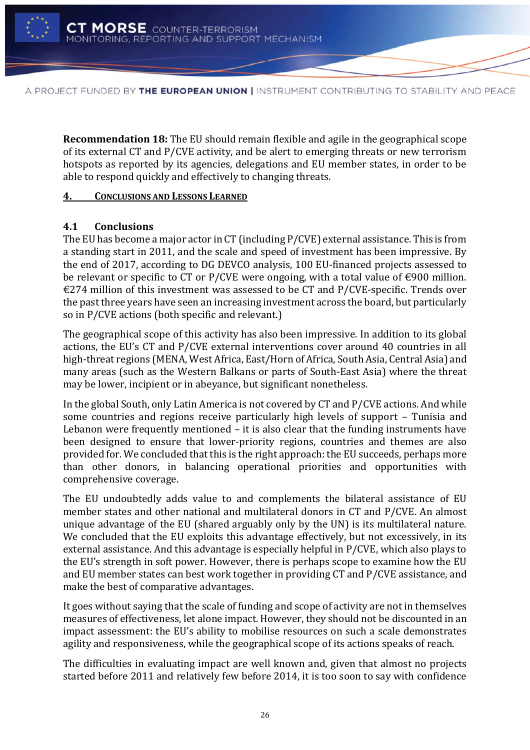**Recommendation 18:** The EU should remain flexible and agile in the geographical scope of its external CT and P/CVE activity, and be alert to emerging threats or new terrorism hotspots as reported by its agencies, delegations and EU member states, in order to be able to respond quickly and effectively to changing threats.

## 4. Conclusions and Lessons Learned

### 4.1 Conclusions

The EU has become a major actor in CT (including P/CVE) external assistance. This is from a standing start in 2011, and the scale and speed of investment has been impressive. By the end of 2017, according to DG DEVCO analysis, 100 EU-financed projects assessed to be relevant or specific to CT or P/CVE were ongoing, with a total value of €900 million. €274 million of this investment was assessed to be CT and P/CVE-specific. Trends over the past three years have seen an increasing investment across the board, but particularly so in P/CVE actions (both specific and relevant.)

The geographical scope of this activity has also been impressive. In addition to its global actions, the EU's CT and P/CVE external interventions cover around 40 countries in all high-threat regions (MENA, West Africa, East/Horn of Africa, South Asia, Central Asia) and many areas (such as the Western Balkans or parts of South-East Asia) where the threat may be lower, incipient or in abeyance, but significant nonetheless.

In the global South, only Latin America is not covered by CT and P/CVE actions. And while some countries and regions receive particularly high levels of support – Tunisia and Lebanon were frequently mentioned – it is also clear that the funding instruments have been designed to ensure that lower-priority regions, countries and themes are also provided for. We concluded that this is the right approach: the EU succeeds, perhaps more than other donors, in balancing operational priorities and opportunities with comprehensive coverage.

The EU undoubtedly adds value to and complements the bilateral assistance of EU member states and other national and multilateral donors in CT and P/CVE. An almost unique advantage of the EU (shared arguably only by the UN) is its multilateral nature. We concluded that the EU exploits this advantage effectively, but not excessively, in its external assistance. And this advantage is especially helpful in P/CVE, which also plays to the EU's strength in soft power. However, there is perhaps scope to examine how the EU and EU member states can best work together in providing CT and P/CVE assistance, and make the best of comparative advantages.

It goes without saying that the scale of funding and scope of activity are not in themselves measures of effectiveness, let alone impact. However, they should not be discounted in an impact assessment: the EU's ability to mobilise resources on such a scale demonstrates agility and responsiveness, while the geographical scope of its actions speaks of reach.

The difficulties in evaluating impact are well known and, given that almost no projects started before 2011 and relatively few before 2014, it is too soon to say with confidence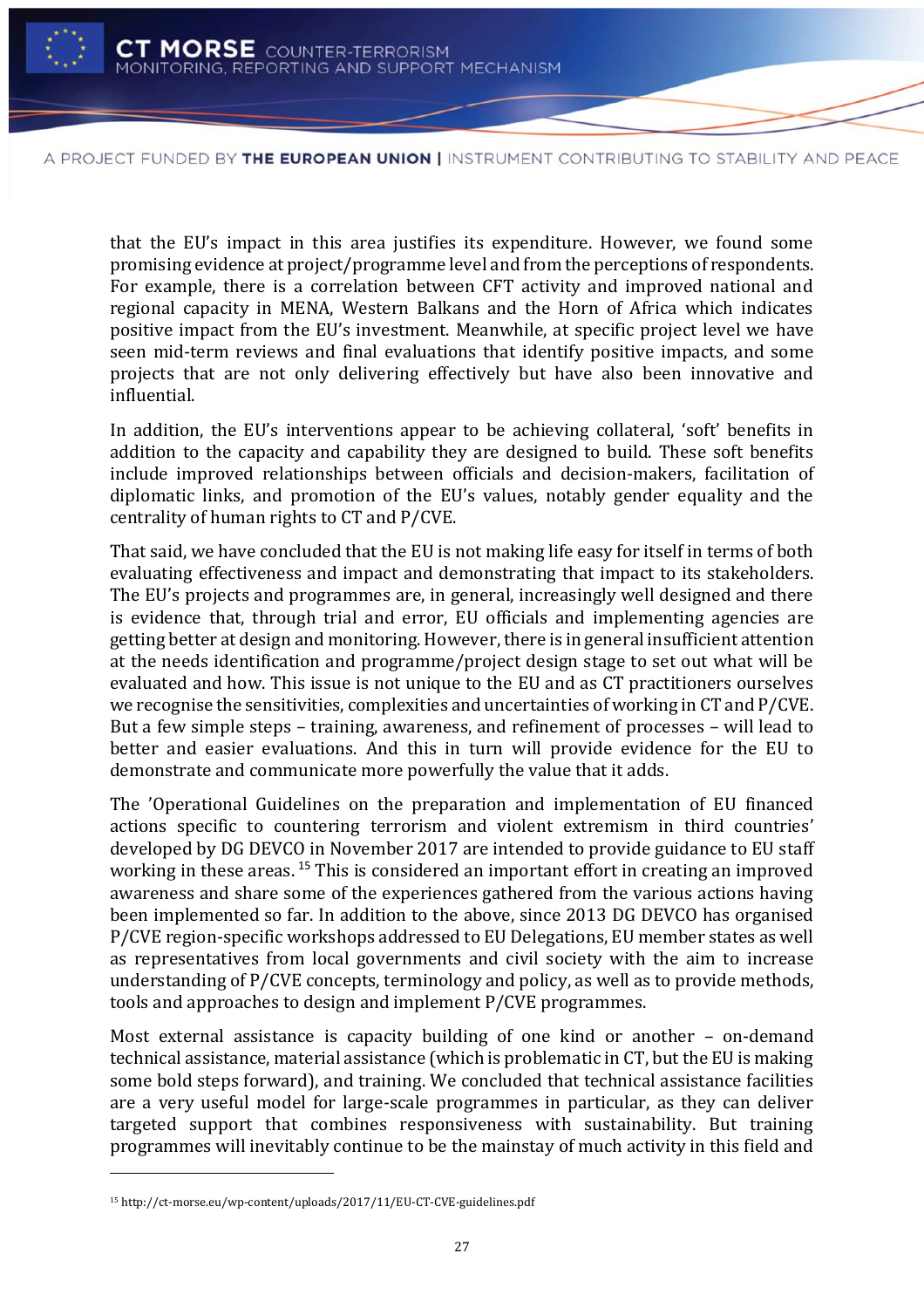that the EU's impact in this area justifies its expenditure. However, we found some promising evidence at project/programme level and from the perceptions of respondents. For example, there is a correlation between CFT activity and improved national and regional capacity in MENA, Western Balkans and the Horn of Africa which indicates positive impact from the EU's investment. Meanwhile, at specific project level we have seen mid-term reviews and final evaluations that identify positive impacts, and some projects that are not only delivering effectively but have also been innovative and influential.

In addition, the EU's interventions appear to be achieving collateral, 'soft' benefits in addition to the capacity and capability they are designed to build. These soft benefits include improved relationships between officials and decision-makers, facilitation of diplomatic links, and promotion of the EU's values, notably gender equality and the centrality of human rights to CT and P/CVE.

That said, we have concluded that the EU is not making life easy for itself in terms of both evaluating effectiveness and impact and demonstrating that impact to its stakeholders. The EU's projects and programmes are, in general, increasingly well designed and there is evidence that, through trial and error, EU officials and implementing agencies are getting better at design and monitoring. However, there is in general insufficient attention at the needs identification and programme/project design stage to set out what will be evaluated and how. This issue is not unique to the EU and as CT practitioners ourselves we recognise the sensitivities, complexities and uncertainties of working in CT and P/CVE. But a few simple steps – training, awareness, and refinement of processes – will lead to better and easier evaluations. And this in turn will provide evidence for the EU to demonstrate and communicate more powerfully the value that it adds.

The 'Operational Guidelines on the preparation and implementation of EU financed actions specific to countering terrorism and violent extremism in third countries' developed by DG DEVCO in November 2017 are intended to provide guidance to EU staff working in these areas. [15] This is considered an important effort in creating an improved awareness and share some of the experiences gathered from the various actions having been implemented so far. In addition to the above, since 2013 DG DEVCO has organised P/CVE region-specific workshops addressed to EU Delegations, EU member states as well as representatives from local governments and civil society with the aim to increase understanding of P/CVE concepts, terminology and policy, as well as to provide methods, tools and approaches to design and implement P/CVE programmes.

Most external assistance is capacity building of one kind or another – on-demand technical assistance, material assistance (which is problematic in CT, but the EU is making some bold steps forward), and training. We concluded that technical assistance facilities are a very useful model for large-scale programmes in particular, as they can deliver targeted support that combines responsiveness with sustainability. But training programmes will inevitably continue to be the mainstay of much activity in this field and

[15] http://ct-morse.eu/wp-content/uploads/2017/11/EU-CT-CVE-guidelines.pdf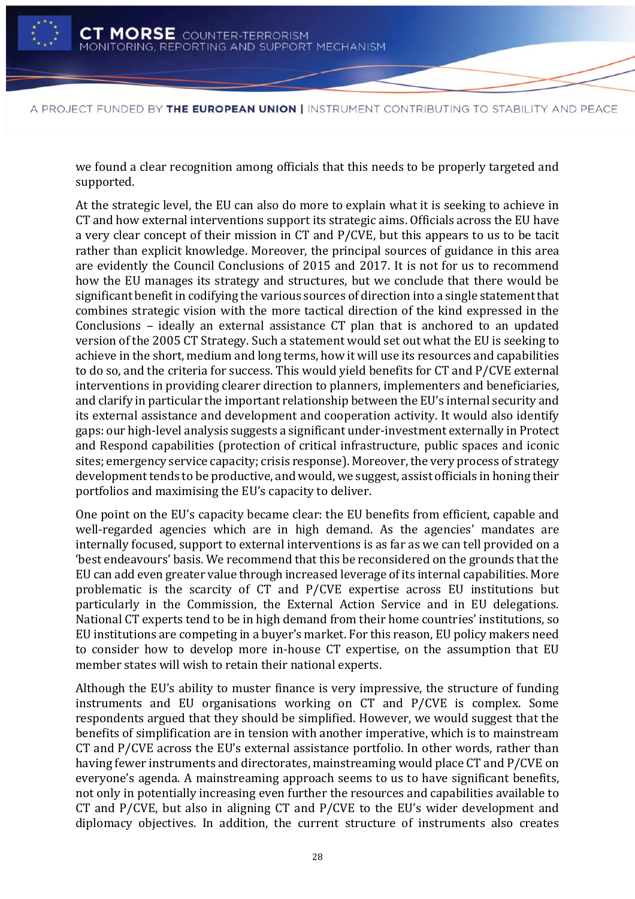we found a clear recognition among officials that this needs to be properly targeted and supported.

At the strategic level, the EU can also do more to explain what it is seeking to achieve in CT and how external interventions support its strategic aims. Officials across the EU have a very clear concept of their mission in CT and P/CVE, but this appears to us to be tacit rather than explicit knowledge. Moreover, the principal sources of guidance in this area are evidently the Council Conclusions of 2015 and 2017. It is not for us to recommend how the EU manages its strategy and structures, but we conclude that there would be significant benefit in codifying the various sources of direction into a single statement that combines strategic vision with the more tactical direction of the kind expressed in the Conclusions – ideally an external assistance CT plan that is anchored to an updated version of the 2005 CT Strategy. Such a statement would set out what the EU is seeking to achieve in the short, medium and long terms, how it will use its resources and capabilities to do so, and the criteria for success. This would yield benefits for CT and P/CVE external interventions in providing clearer direction to planners, implementers and beneficiaries, and clarify in particular the important relationship between the EU's internal security and its external assistance and development and cooperation activity. It would also identify gaps: our high-level analysis suggests a significant under-investment externally in Protect and Respond capabilities (protection of critical infrastructure, public spaces and iconic sites; emergency service capacity; crisis response). Moreover, the very process of strategy development tends to be productive, and would, we suggest, assist officials in honing their portfolios and maximising the EU's capacity to deliver.

One point on the EU's capacity became clear: the EU benefits from efficient, capable and well-regarded agencies which are in high demand. As the agencies' mandates are internally focused, support to external interventions is as far as we can tell provided on a 'best endeavours' basis. We recommend that this be reconsidered on the grounds that the EU can add even greater value through increased leverage of its internal capabilities. More problematic is the scarcity of CT and P/CVE expertise across EU institutions but particularly in the Commission, the External Action Service and in EU delegations. National CT experts tend to be in high demand from their home countries' institutions, so EU institutions are competing in a buyer's market. For this reason, EU policy makers need to consider how to develop more in-house CT expertise, on the assumption that EU member states will wish to retain their national experts.

Although the EU's ability to muster finance is very impressive, the structure of funding instruments and EU organisations working on CT and P/CVE is complex. Some respondents argued that they should be simplified. However, we would suggest that the benefits of simplification are in tension with another imperative, which is to mainstream CT and P/CVE across the EU's external assistance portfolio. In other words, rather than having fewer instruments and directorates, mainstreaming would place CT and P/CVE on everyone's agenda. A mainstreaming approach seems to us to have significant benefits, not only in potentially increasing even further the resources and capabilities available to CT and P/CVE, but also in aligning CT and P/CVE to the EU's wider development and diplomacy objectives. In addition, the current structure of instruments also creates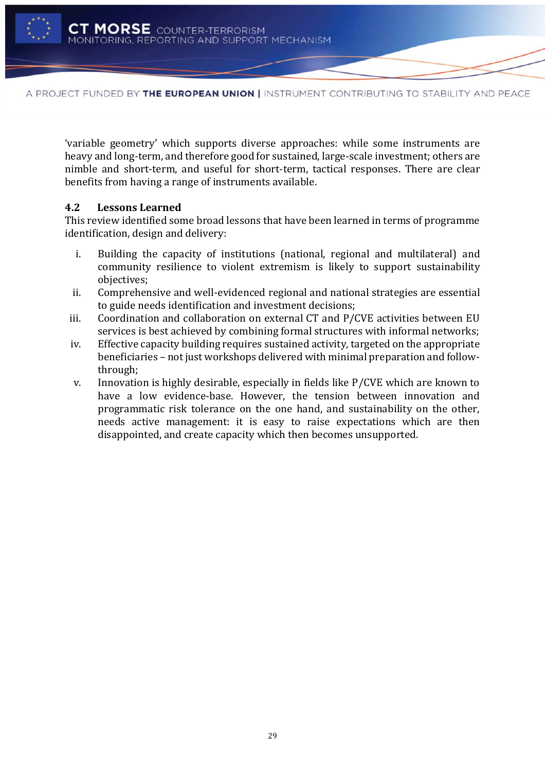'variable geometry' which supports diverse approaches: while some instruments are heavy and long-term, and therefore good for sustained, large-scale investment; others are nimble and short-term, and useful for short-term, tactical responses. There are clear benefits from having a range of instruments available.

### 4.2 Lessons Learned

This review identified some broad lessons that have been learned in terms of programme identification, design and delivery:

i. Building the capacity of institutions (national, regional and multilateral) and community resilience to violent extremism is likely to support sustainability objectives;
ii. Comprehensive and well-evidenced regional and national strategies are essential to guide needs identification and investment decisions;
iii. Coordination and collaboration on external CT and P/CVE activities between EU services is best achieved by combining formal structures with informal networks;
iv. Effective capacity building requires sustained activity, targeted on the appropriate beneficiaries – not just workshops delivered with minimal preparation and follow-through;
v. Innovation is highly desirable, especially in fields like P/CVE which are known to have a low evidence-base. However, the tension between innovation and programmatic risk tolerance on the one hand, and sustainability on the other, needs active management: it is easy to raise expectations which are then disappointed, and create capacity which then becomes unsupported.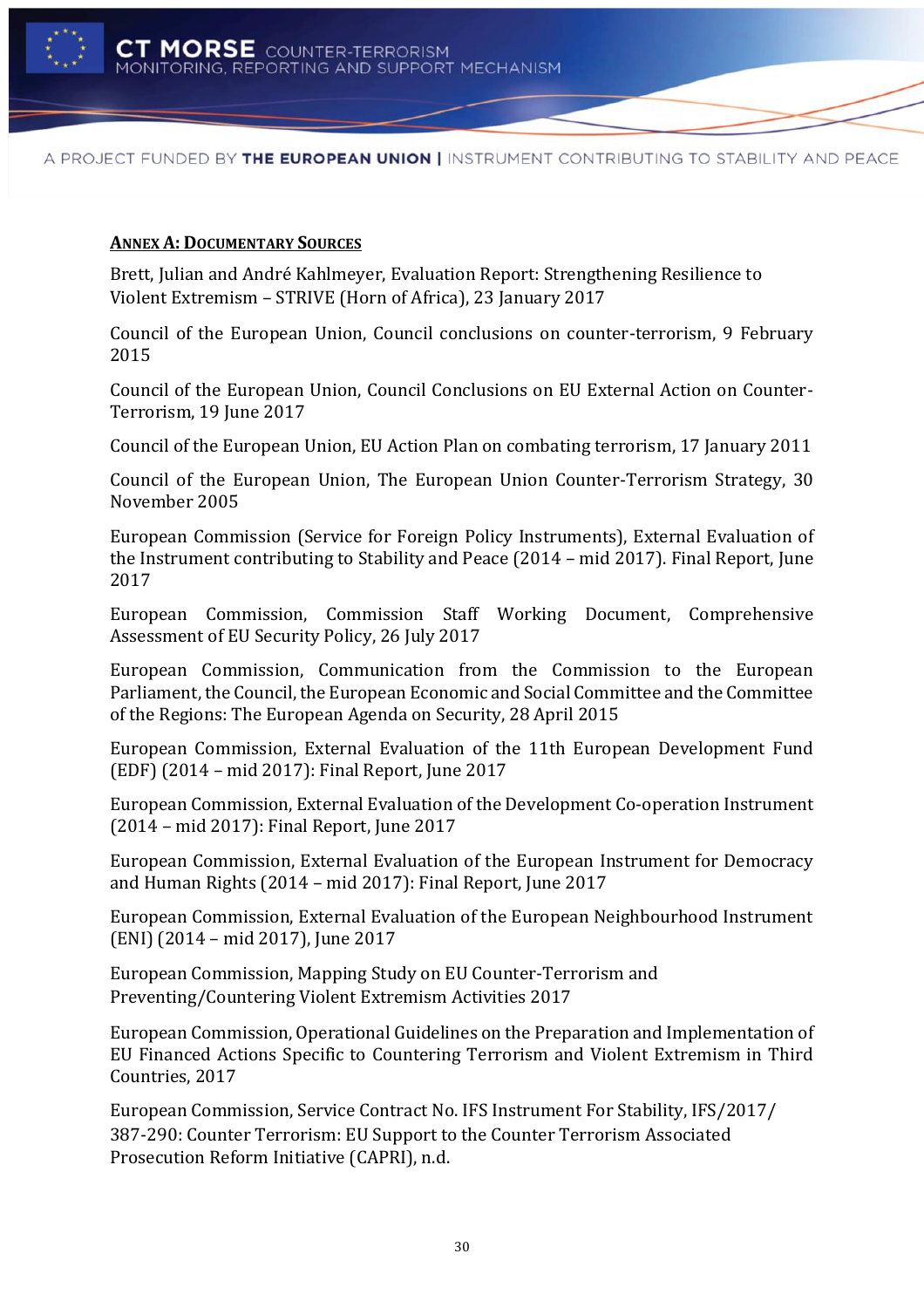## Annex A: Documentary Sources

Brett, Julian and André Kahlmeyer, Evaluation Report: Strengthening Resilience to Violent Extremism – STRIVE (Horn of Africa), 23 January 2017

Council of the European Union, Council conclusions on counter-terrorism, 9 February 2015

Council of the European Union, Council Conclusions on EU External Action on Counter-Terrorism, 19 June 2017

Council of the European Union, EU Action Plan on combating terrorism, 17 January 2011

Council of the European Union, The European Union Counter-Terrorism Strategy, 30 November 2005

European Commission (Service for Foreign Policy Instruments), External Evaluation of the Instrument contributing to Stability and Peace (2014 – mid 2017). Final Report, June 2017

European Commission, Commission Staff Working Document, Comprehensive Assessment of EU Security Policy, 26 July 2017

European Commission, Communication from the Commission to the European Parliament, the Council, the European Economic and Social Committee and the Committee of the Regions: The European Agenda on Security, 28 April 2015

European Commission, External Evaluation of the 11th European Development Fund (EDF) (2014 – mid 2017): Final Report, June 2017

European Commission, External Evaluation of the Development Co-operation Instrument (2014 – mid 2017): Final Report, June 2017

European Commission, External Evaluation of the European Instrument for Democracy and Human Rights (2014 – mid 2017): Final Report, June 2017

European Commission, External Evaluation of the European Neighbourhood Instrument (ENI) (2014 – mid 2017), June 2017

European Commission, Mapping Study on EU Counter-Terrorism and Preventing/Countering Violent Extremism Activities 2017

European Commission, Operational Guidelines on the Preparation and Implementation of EU Financed Actions Specific to Countering Terrorism and Violent Extremism in Third Countries, 2017

European Commission, Service Contract No. IFS Instrument For Stability, IFS/2017/387-290: Counter Terrorism: EU Support to the Counter Terrorism Associated Prosecution Reform Initiative (CAPRI), n.d.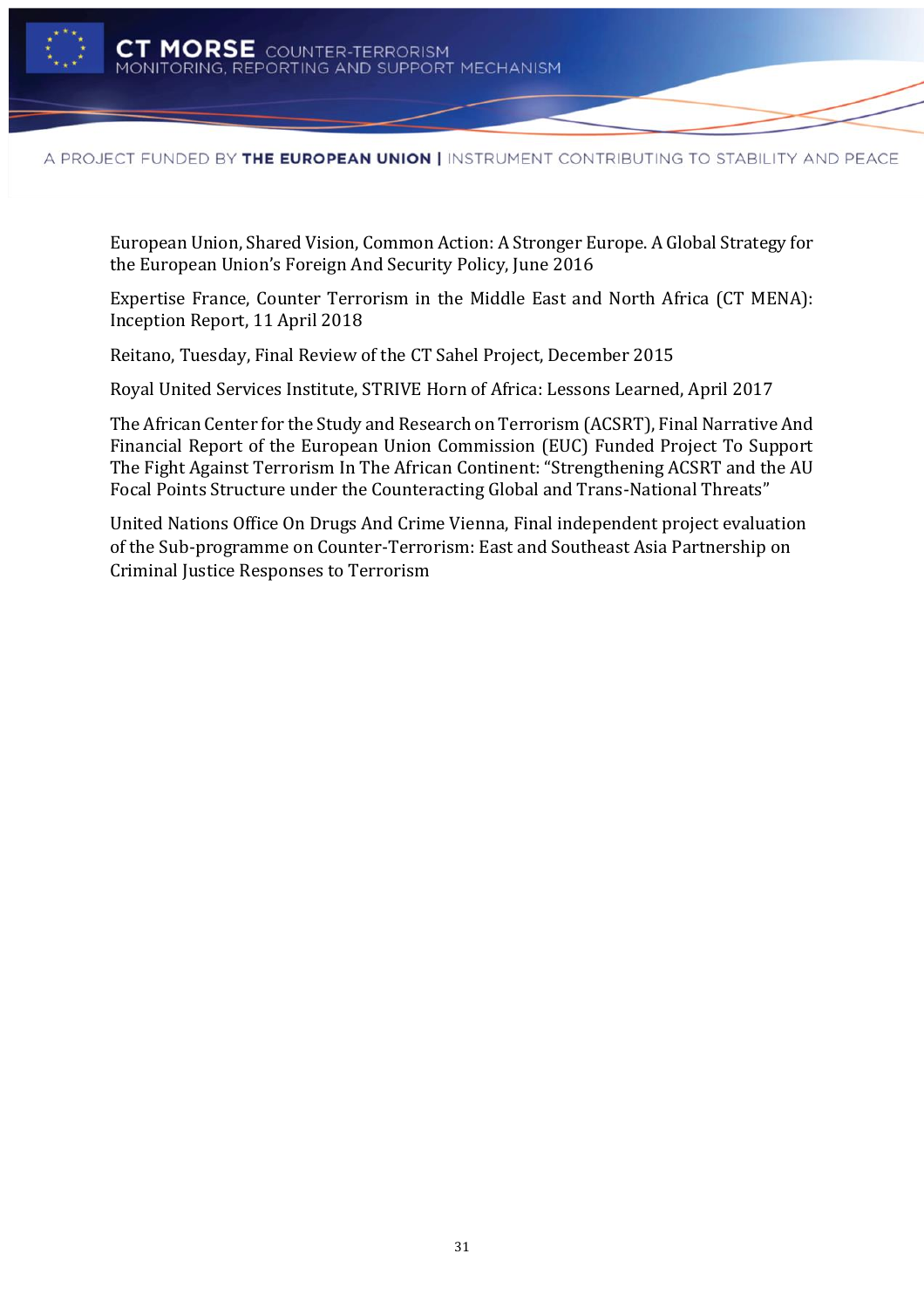European Union, Shared Vision, Common Action: A Stronger Europe. A Global Strategy for the European Union's Foreign And Security Policy, June 2016

Expertise France, Counter Terrorism in the Middle East and North Africa (CT MENA): Inception Report, 11 April 2018

Reitano, Tuesday, Final Review of the CT Sahel Project, December 2015

Royal United Services Institute, STRIVE Horn of Africa: Lessons Learned, April 2017

The African Center for the Study and Research on Terrorism (ACSRT), Final Narrative And Financial Report of the European Union Commission (EUC) Funded Project To Support The Fight Against Terrorism In The African Continent: "Strengthening ACSRT and the AU Focal Points Structure under the Counteracting Global and Trans-National Threats"

United Nations Office On Drugs And Crime Vienna, Final independent project evaluation of the Sub-programme on Counter-Terrorism: East and Southeast Asia Partnership on Criminal Justice Responses to Terrorism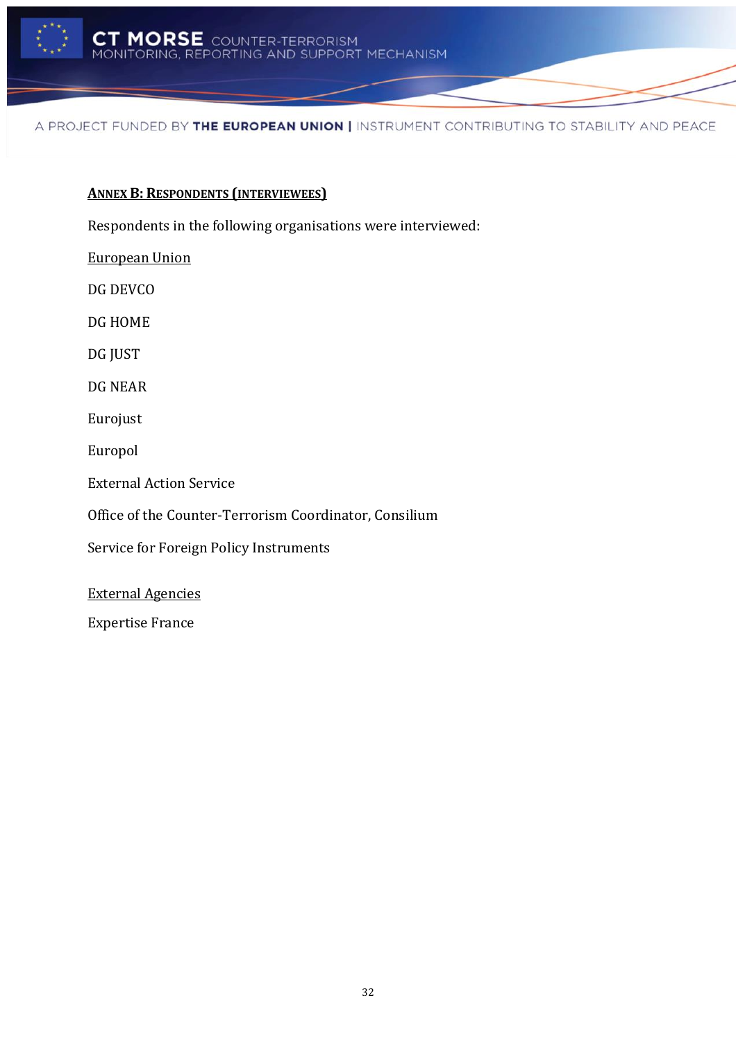## ANNEX B: RESPONDENTS (INTERVIEWEES)

Respondents in the following organisations were interviewed:

European Union

DG DEVCO

DG HOME

DG JUST

DG NEAR

Eurojust

Europol

External Action Service

Office of the Counter-Terrorism Coordinator, Consilium

Service for Foreign Policy Instruments

External Agencies

Expertise France